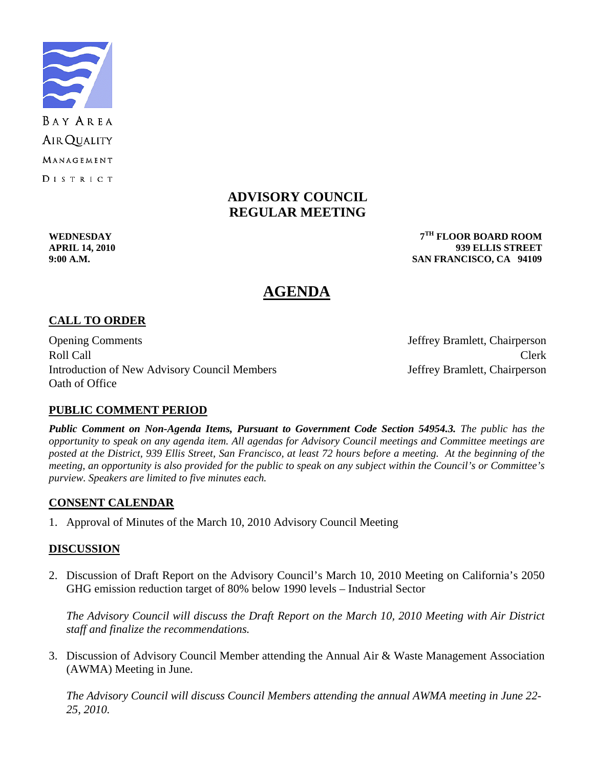BAY AREA AIR QUALITY MANAGEMENT DISTRICT

# ADVISORY COUNCIL REGULAR MEETING

**WEDNESDAY**
**APRIL 14, 2010**
**9:00 A.M.**

**7TH FLOOR BOARD ROOM**
**939 ELLIS STREET**
**SAN FRANCISCO, CA 94109**

# AGENDA

## CALL TO ORDER

| | |
|---|---|
| Opening Comments | Jeffrey Bramlett, Chairperson |
| Roll Call | Clerk |
| Introduction of New Advisory Council Members | Jeffrey Bramlett, Chairperson |
| Oath of Office | |

## PUBLIC COMMENT PERIOD

***Public Comment on Non-Agenda Items, Pursuant to Government Code Section 54954.3.*** *The public has the opportunity to speak on any agenda item. All agendas for Advisory Council meetings and Committee meetings are posted at the District, 939 Ellis Street, San Francisco, at least 72 hours before a meeting. At the beginning of the meeting, an opportunity is also provided for the public to speak on any subject within the Council's or Committee's purview. Speakers are limited to five minutes each.*

## CONSENT CALENDAR

1. Approval of Minutes of the March 10, 2010 Advisory Council Meeting

## DISCUSSION

2. Discussion of Draft Report on the Advisory Council's March 10, 2010 Meeting on California's 2050 GHG emission reduction target of 80% below 1990 levels – Industrial Sector

   *The Advisory Council will discuss the Draft Report on the March 10, 2010 Meeting with Air District staff and finalize the recommendations.*

3. Discussion of Advisory Council Member attending the Annual Air & Waste Management Association (AWMA) Meeting in June.

   *The Advisory Council will discuss Council Members attending the annual AWMA meeting in June 22-25, 2010.*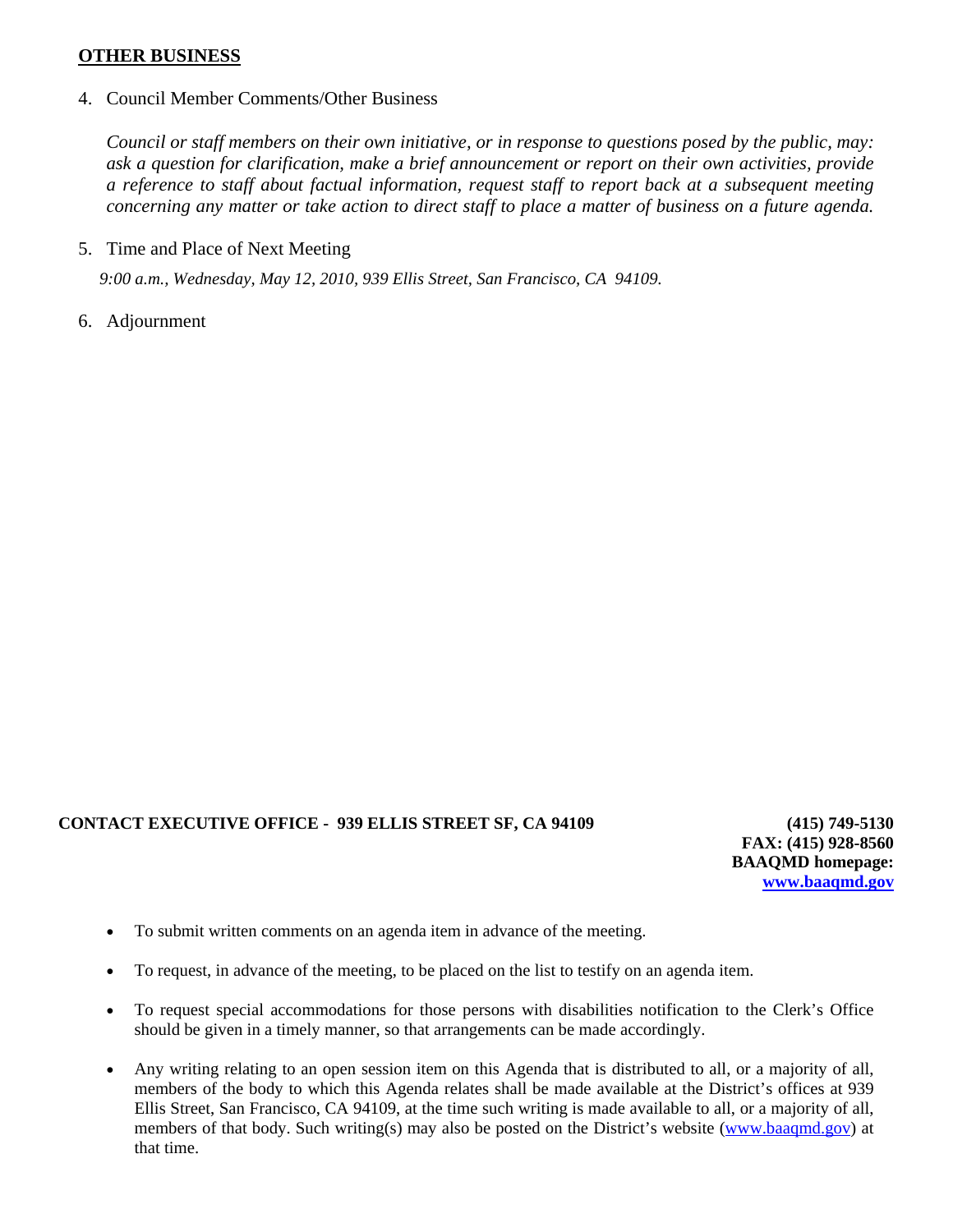## OTHER BUSINESS

4. Council Member Comments/Other Business

   *Council or staff members on their own initiative, or in response to questions posed by the public, may: ask a question for clarification, make a brief announcement or report on their own activities, provide a reference to staff about factual information, request staff to report back at a subsequent meeting concerning any matter or take action to direct staff to place a matter of business on a future agenda.*

5. Time and Place of Next Meeting

   *9:00 a.m., Wednesday, May 12, 2010, 939 Ellis Street, San Francisco, CA 94109.*

6. Adjournment

**CONTACT EXECUTIVE OFFICE - 939 ELLIS STREET SF, CA 94109**

**(415) 749-5130**
**FAX: (415) 928-8560**
**BAAQMD homepage:**
**[www.baaqmd.gov](http://www.baaqmd.gov)**

- To submit written comments on an agenda item in advance of the meeting.
- To request, in advance of the meeting, to be placed on the list to testify on an agenda item.
- To request special accommodations for those persons with disabilities notification to the Clerk's Office should be given in a timely manner, so that arrangements can be made accordingly.
- Any writing relating to an open session item on this Agenda that is distributed to all, or a majority of all, members of the body to which this Agenda relates shall be made available at the District's offices at 939 Ellis Street, San Francisco, CA 94109, at the time such writing is made available to all, or a majority of all, members of that body. Such writing(s) may also be posted on the District's website ([www.baaqmd.gov](http://www.baaqmd.gov)) at that time.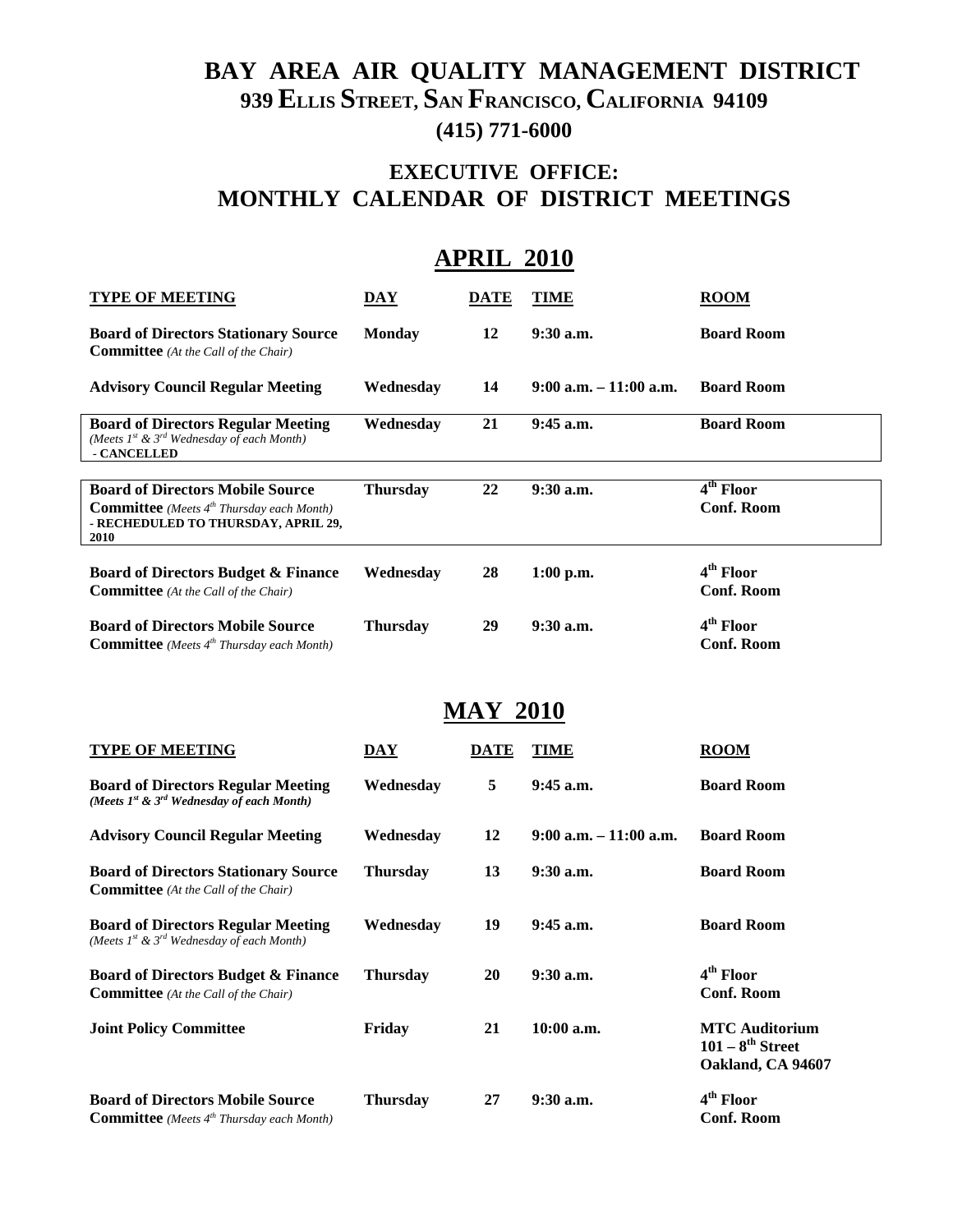# BAY AREA AIR QUALITY MANAGEMENT DISTRICT

## 939 ELLIS STREET, SAN FRANCISCO, CALIFORNIA 94109

## (415) 771-6000

## EXECUTIVE OFFICE: MONTHLY CALENDAR OF DISTRICT MEETINGS

## APRIL 2010

| TYPE OF MEETING | DAY | DATE | TIME | ROOM |
|---|---|---|---|---|
| **Board of Directors Stationary Source Committee** *(At the Call of the Chair)* | **Monday** | **12** | **9:30 a.m.** | **Board Room** |
| **Advisory Council Regular Meeting** | **Wednesday** | **14** | **9:00 a.m. – 11:00 a.m.** | **Board Room** |
| **Board of Directors Regular Meeting** *(Meets 1st & 3rd Wednesday of each Month)* **- CANCELLED** | **Wednesday** | **21** | **9:45 a.m.** | **Board Room** |
| **Board of Directors Mobile Source Committee** *(Meets 4th Thursday each Month)* **- RECHEDULED TO THURSDAY, APRIL 29, 2010** | **Thursday** | **22** | **9:30 a.m.** | **4th Floor Conf. Room** |
| **Board of Directors Budget & Finance Committee** *(At the Call of the Chair)* | **Wednesday** | **28** | **1:00 p.m.** | **4th Floor Conf. Room** |
| **Board of Directors Mobile Source Committee** *(Meets 4th Thursday each Month)* | **Thursday** | **29** | **9:30 a.m.** | **4th Floor Conf. Room** |

## MAY 2010

| TYPE OF MEETING | DAY | DATE | TIME | ROOM |
|---|---|---|---|---|
| **Board of Directors Regular Meeting** ***(Meets 1st & 3rd Wednesday of each Month)*** | **Wednesday** | **5** | **9:45 a.m.** | **Board Room** |
| **Advisory Council Regular Meeting** | **Wednesday** | **12** | **9:00 a.m. – 11:00 a.m.** | **Board Room** |
| **Board of Directors Stationary Source Committee** *(At the Call of the Chair)* | **Thursday** | **13** | **9:30 a.m.** | **Board Room** |
| **Board of Directors Regular Meeting** *(Meets 1st & 3rd Wednesday of each Month)* | **Wednesday** | **19** | **9:45 a.m.** | **Board Room** |
| **Board of Directors Budget & Finance Committee** *(At the Call of the Chair)* | **Thursday** | **20** | **9:30 a.m.** | **4th Floor Conf. Room** |
| **Joint Policy Committee** | **Friday** | **21** | **10:00 a.m.** | **MTC Auditorium 101 – 8th Street Oakland, CA 94607** |
| **Board of Directors Mobile Source Committee** *(Meets 4th Thursday each Month)* | **Thursday** | **27** | **9:30 a.m.** | **4th Floor Conf. Room** |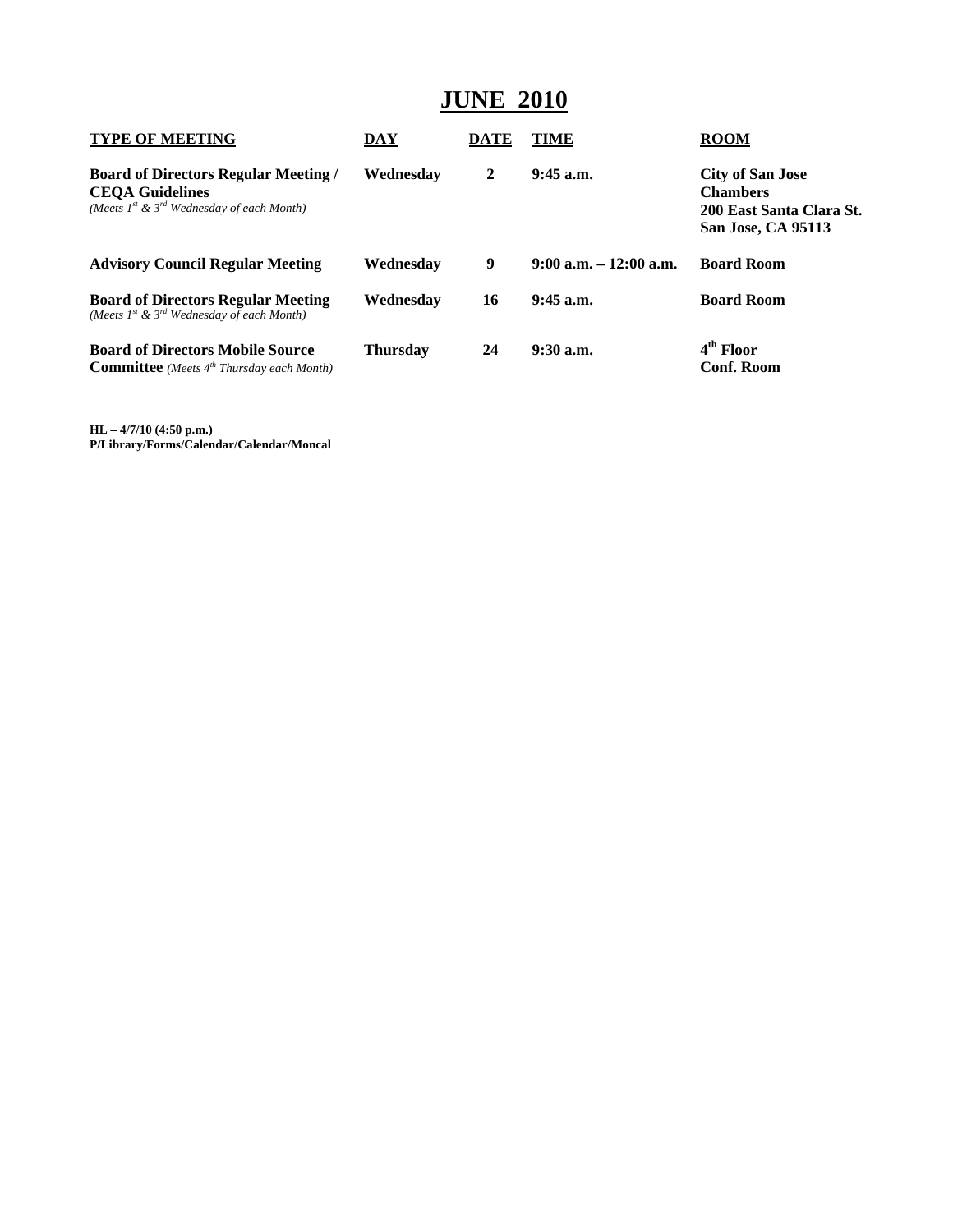# JUNE 2010

| TYPE OF MEETING | DAY | DATE | TIME | ROOM |
|---|---|---|---|---|
| **Board of Directors Regular Meeting / CEQA Guidelines** *(Meets 1st & 3rd Wednesday of each Month)* | **Wednesday** | **2** | **9:45 a.m.** | **City of San Jose Chambers 200 East Santa Clara St. San Jose, CA 95113** |
| **Advisory Council Regular Meeting** | **Wednesday** | **9** | **9:00 a.m. – 12:00 a.m.** | **Board Room** |
| **Board of Directors Regular Meeting** *(Meets 1st & 3rd Wednesday of each Month)* | **Wednesday** | **16** | **9:45 a.m.** | **Board Room** |
| **Board of Directors Mobile Source Committee** *(Meets 4th Thursday each Month)* | **Thursday** | **24** | **9:30 a.m.** | **4th Floor Conf. Room** |

**HL – 4/7/10 (4:50 p.m.)**
**P/Library/Forms/Calendar/Calendar/Moncal**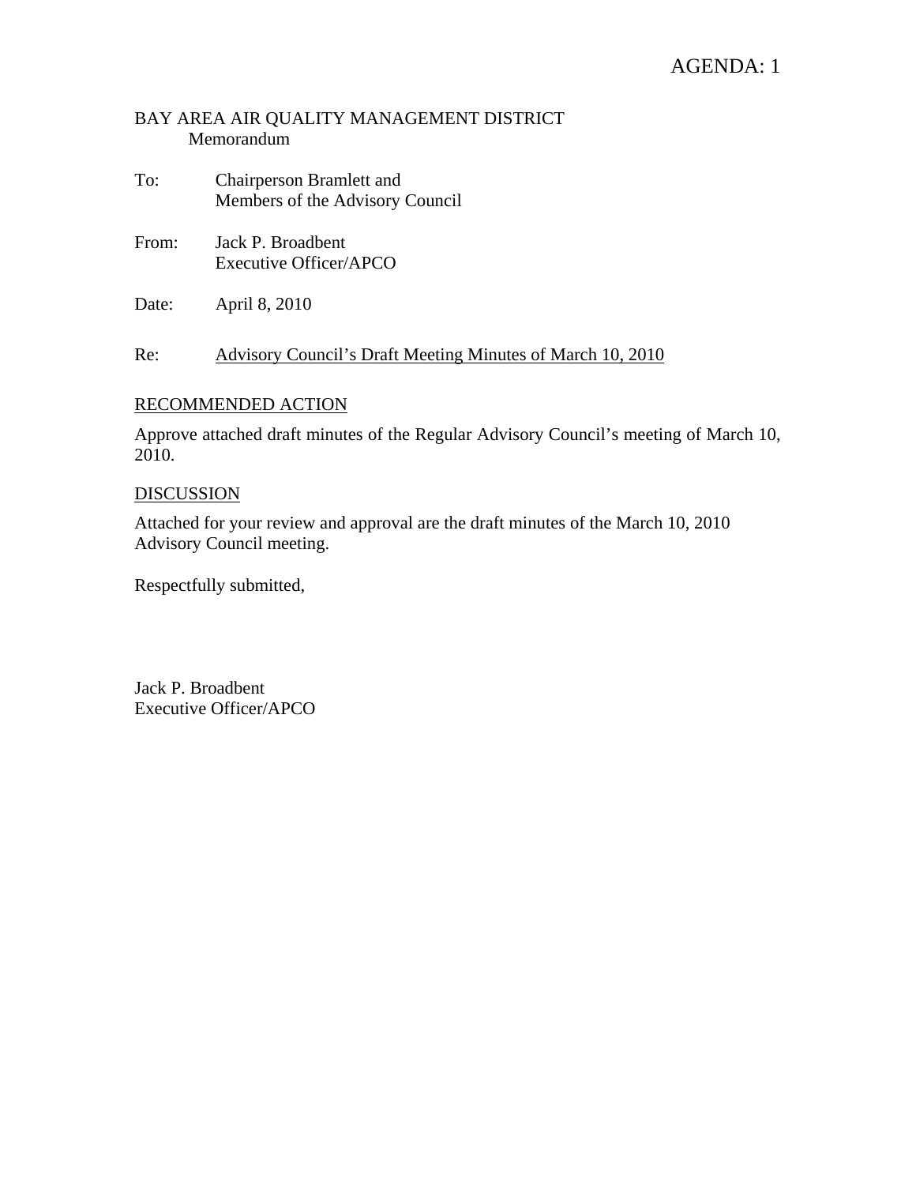AGENDA: 1

BAY AREA AIR QUALITY MANAGEMENT DISTRICT
Memorandum

To: Chairperson Bramlett and
Members of the Advisory Council

From: Jack P. Broadbent
Executive Officer/APCO

Date: April 8, 2010

Re: Advisory Council's Draft Meeting Minutes of March 10, 2010

## RECOMMENDED ACTION

Approve attached draft minutes of the Regular Advisory Council's meeting of March 10, 2010.

## DISCUSSION

Attached for your review and approval are the draft minutes of the March 10, 2010 Advisory Council meeting.

Respectfully submitted,

Jack P. Broadbent
Executive Officer/APCO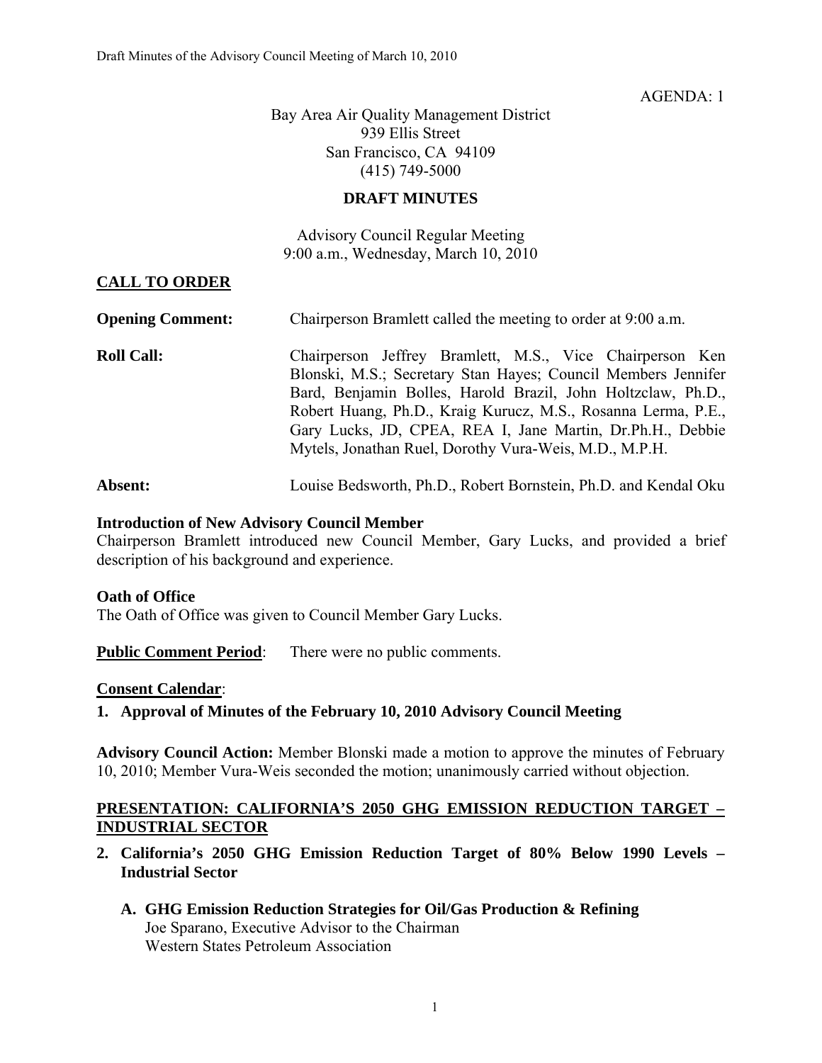AGENDA: 1

Bay Area Air Quality Management District
939 Ellis Street
San Francisco, CA 94109
(415) 749-5000

**DRAFT MINUTES**

Advisory Council Regular Meeting
9:00 a.m., Wednesday, March 10, 2010

## CALL TO ORDER

**Opening Comment:** Chairperson Bramlett called the meeting to order at 9:00 a.m.

**Roll Call:** Chairperson Jeffrey Bramlett, M.S., Vice Chairperson Ken Blonski, M.S.; Secretary Stan Hayes; Council Members Jennifer Bard, Benjamin Bolles, Harold Brazil, John Holtzclaw, Ph.D., Robert Huang, Ph.D., Kraig Kurucz, M.S., Rosanna Lerma, P.E., Gary Lucks, JD, CPEA, REA I, Jane Martin, Dr.Ph.H., Debbie Mytels, Jonathan Ruel, Dorothy Vura-Weis, M.D., M.P.H.

**Absent:** Louise Bedsworth, Ph.D., Robert Bornstein, Ph.D. and Kendal Oku

**Introduction of New Advisory Council Member**
Chairperson Bramlett introduced new Council Member, Gary Lucks, and provided a brief description of his background and experience.

**Oath of Office**
The Oath of Office was given to Council Member Gary Lucks.

**Public Comment Period**: There were no public comments.

**Consent Calendar**:

**1. Approval of Minutes of the February 10, 2010 Advisory Council Meeting**

**Advisory Council Action:** Member Blonski made a motion to approve the minutes of February 10, 2010; Member Vura-Weis seconded the motion; unanimously carried without objection.

## PRESENTATION: CALIFORNIA'S 2050 GHG EMISSION REDUCTION TARGET – INDUSTRIAL SECTOR

**2. California's 2050 GHG Emission Reduction Target of 80% Below 1990 Levels – Industrial Sector**

**A. GHG Emission Reduction Strategies for Oil/Gas Production & Refining**
Joe Sparano, Executive Advisor to the Chairman
Western States Petroleum Association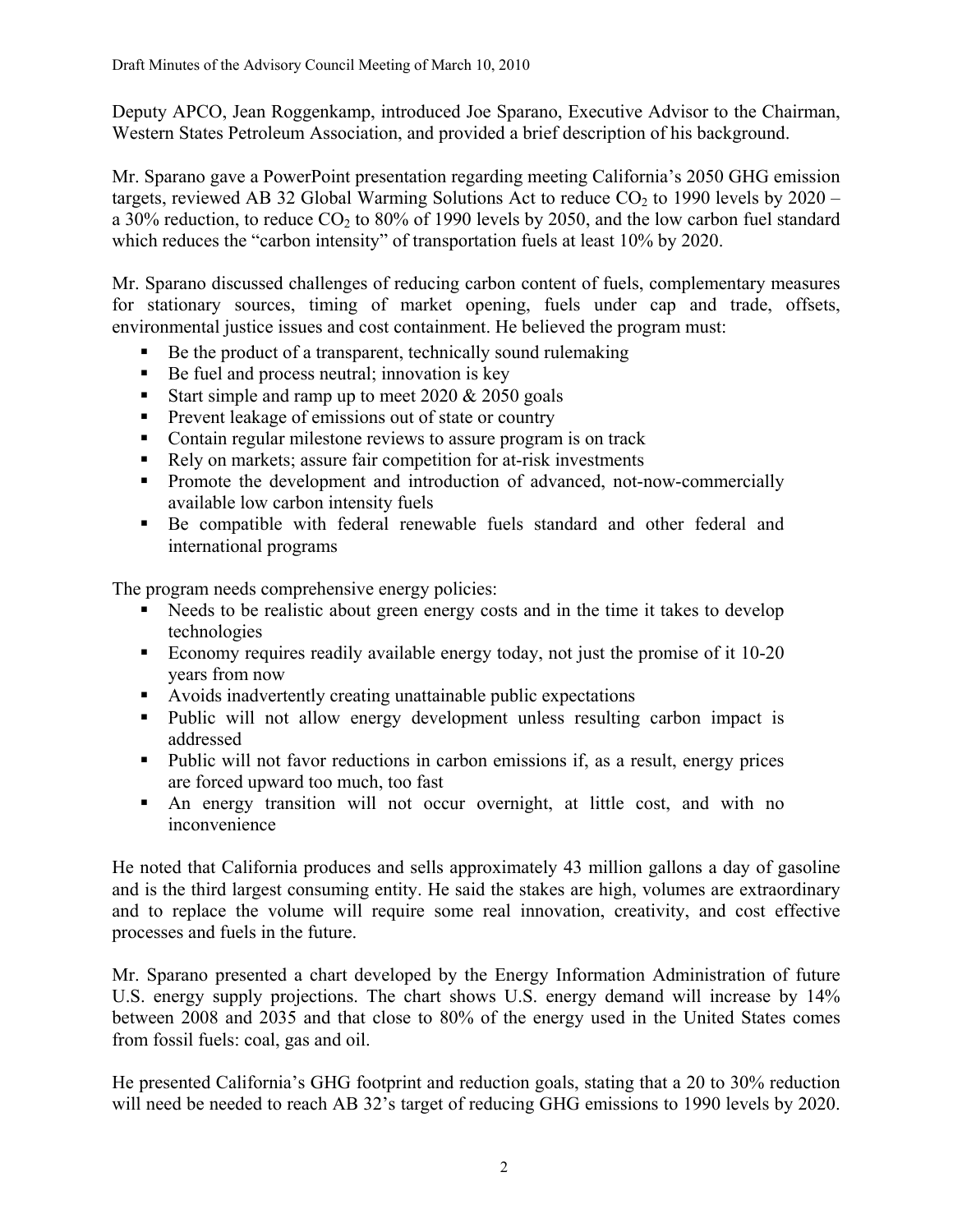Deputy APCO, Jean Roggenkamp, introduced Joe Sparano, Executive Advisor to the Chairman, Western States Petroleum Association, and provided a brief description of his background.

Mr. Sparano gave a PowerPoint presentation regarding meeting California's 2050 GHG emission targets, reviewed AB 32 Global Warming Solutions Act to reduce $CO_2$ to 1990 levels by 2020 – a 30% reduction, to reduce $CO_2$ to 80% of 1990 levels by 2050, and the low carbon fuel standard which reduces the "carbon intensity" of transportation fuels at least 10% by 2020.

Mr. Sparano discussed challenges of reducing carbon content of fuels, complementary measures for stationary sources, timing of market opening, fuels under cap and trade, offsets, environmental justice issues and cost containment. He believed the program must:

- Be the product of a transparent, technically sound rulemaking
- Be fuel and process neutral; innovation is key
- Start simple and ramp up to meet 2020 & 2050 goals
- Prevent leakage of emissions out of state or country
- Contain regular milestone reviews to assure program is on track
- Rely on markets; assure fair competition for at-risk investments
- Promote the development and introduction of advanced, not-now-commercially available low carbon intensity fuels
- Be compatible with federal renewable fuels standard and other federal and international programs

The program needs comprehensive energy policies:

- Needs to be realistic about green energy costs and in the time it takes to develop technologies
- Economy requires readily available energy today, not just the promise of it 10-20 years from now
- Avoids inadvertently creating unattainable public expectations
- Public will not allow energy development unless resulting carbon impact is addressed
- Public will not favor reductions in carbon emissions if, as a result, energy prices are forced upward too much, too fast
- An energy transition will not occur overnight, at little cost, and with no inconvenience

He noted that California produces and sells approximately 43 million gallons a day of gasoline and is the third largest consuming entity. He said the stakes are high, volumes are extraordinary and to replace the volume will require some real innovation, creativity, and cost effective processes and fuels in the future.

Mr. Sparano presented a chart developed by the Energy Information Administration of future U.S. energy supply projections. The chart shows U.S. energy demand will increase by 14% between 2008 and 2035 and that close to 80% of the energy used in the United States comes from fossil fuels: coal, gas and oil.

He presented California's GHG footprint and reduction goals, stating that a 20 to 30% reduction will need be needed to reach AB 32's target of reducing GHG emissions to 1990 levels by 2020.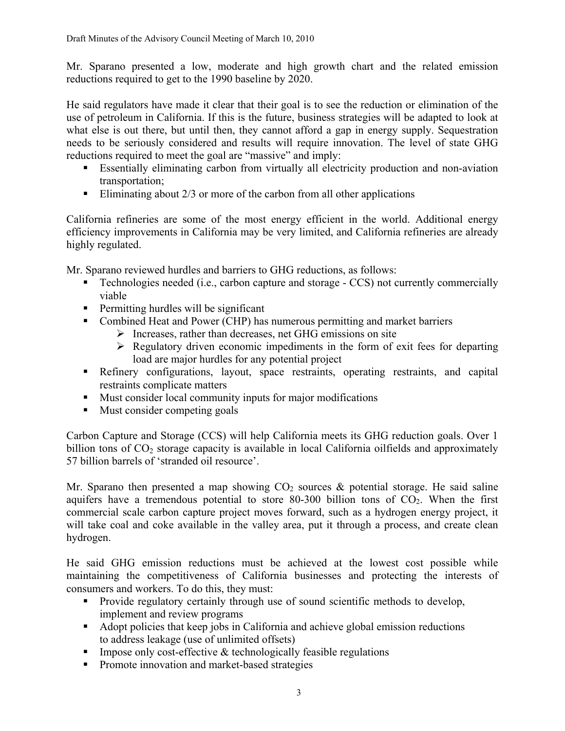Mr. Sparano presented a low, moderate and high growth chart and the related emission reductions required to get to the 1990 baseline by 2020.

He said regulators have made it clear that their goal is to see the reduction or elimination of the use of petroleum in California. If this is the future, business strategies will be adapted to look at what else is out there, but until then, they cannot afford a gap in energy supply. Sequestration needs to be seriously considered and results will require innovation. The level of state GHG reductions required to meet the goal are "massive" and imply:

- Essentially eliminating carbon from virtually all electricity production and non-aviation transportation;
- Eliminating about 2/3 or more of the carbon from all other applications

California refineries are some of the most energy efficient in the world. Additional energy efficiency improvements in California may be very limited, and California refineries are already highly regulated.

Mr. Sparano reviewed hurdles and barriers to GHG reductions, as follows:

- Technologies needed (i.e., carbon capture and storage - CCS) not currently commercially viable
- Permitting hurdles will be significant
- Combined Heat and Power (CHP) has numerous permitting and market barriers
  - Increases, rather than decreases, net GHG emissions on site
  - Regulatory driven economic impediments in the form of exit fees for departing load are major hurdles for any potential project
- Refinery configurations, layout, space restraints, operating restraints, and capital restraints complicate matters
- Must consider local community inputs for major modifications
- Must consider competing goals

Carbon Capture and Storage (CCS) will help California meets its GHG reduction goals. Over 1 billion tons of $CO_2$ storage capacity is available in local California oilfields and approximately 57 billion barrels of 'stranded oil resource'.

Mr. Sparano then presented a map showing $CO_2$ sources & potential storage. He said saline aquifers have a tremendous potential to store 80-300 billion tons of $CO_2$. When the first commercial scale carbon capture project moves forward, such as a hydrogen energy project, it will take coal and coke available in the valley area, put it through a process, and create clean hydrogen.

He said GHG emission reductions must be achieved at the lowest cost possible while maintaining the competitiveness of California businesses and protecting the interests of consumers and workers. To do this, they must:

- Provide regulatory certainly through use of sound scientific methods to develop, implement and review programs
- Adopt policies that keep jobs in California and achieve global emission reductions to address leakage (use of unlimited offsets)
- Impose only cost-effective & technologically feasible regulations
- Promote innovation and market-based strategies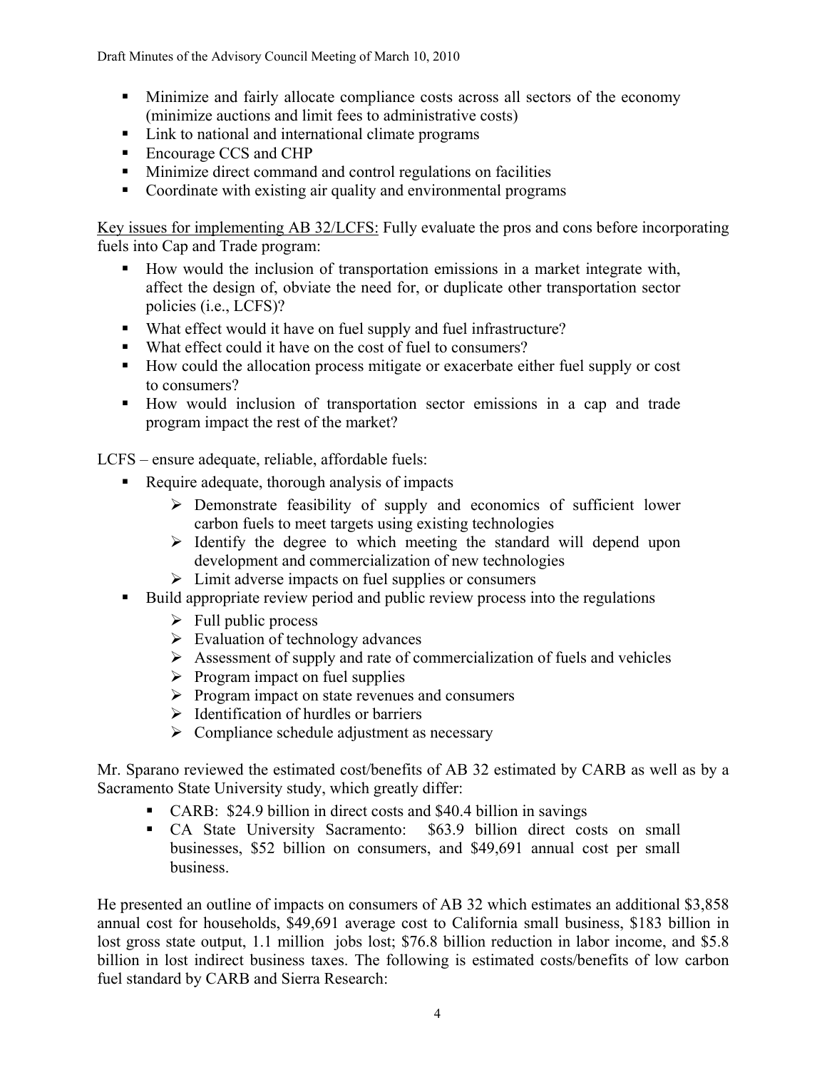- Minimize and fairly allocate compliance costs across all sectors of the economy (minimize auctions and limit fees to administrative costs)
- Link to national and international climate programs
- Encourage CCS and CHP
- Minimize direct command and control regulations on facilities
- Coordinate with existing air quality and environmental programs

<u>Key issues for implementing AB 32/LCFS:</u> Fully evaluate the pros and cons before incorporating fuels into Cap and Trade program:

- How would the inclusion of transportation emissions in a market integrate with, affect the design of, obviate the need for, or duplicate other transportation sector policies (i.e., LCFS)?
- What effect would it have on fuel supply and fuel infrastructure?
- What effect could it have on the cost of fuel to consumers?
- How could the allocation process mitigate or exacerbate either fuel supply or cost to consumers?
- How would inclusion of transportation sector emissions in a cap and trade program impact the rest of the market?

LCFS – ensure adequate, reliable, affordable fuels:

- Require adequate, thorough analysis of impacts
  - Demonstrate feasibility of supply and economics of sufficient lower carbon fuels to meet targets using existing technologies
  - Identify the degree to which meeting the standard will depend upon development and commercialization of new technologies
  - Limit adverse impacts on fuel supplies or consumers
- Build appropriate review period and public review process into the regulations
  - Full public process
  - Evaluation of technology advances
  - Assessment of supply and rate of commercialization of fuels and vehicles
  - Program impact on fuel supplies
  - Program impact on state revenues and consumers
  - Identification of hurdles or barriers
  - Compliance schedule adjustment as necessary

Mr. Sparano reviewed the estimated cost/benefits of AB 32 estimated by CARB as well as by a Sacramento State University study, which greatly differ:

- CARB: $24.9 billion in direct costs and $40.4 billion in savings
- CA State University Sacramento: $63.9 billion direct costs on small businesses, $52 billion on consumers, and $49,691 annual cost per small business.

He presented an outline of impacts on consumers of AB 32 which estimates an additional $3,858 annual cost for households, $49,691 average cost to California small business, $183 billion in lost gross state output, 1.1 million jobs lost; $76.8 billion reduction in labor income, and $5.8 billion in lost indirect business taxes. The following is estimated costs/benefits of low carbon fuel standard by CARB and Sierra Research: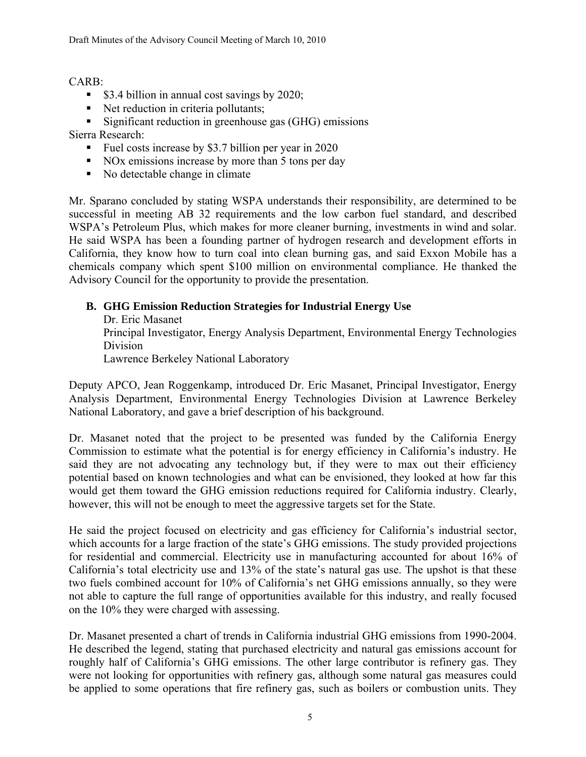CARB:

- \$3.4 billion in annual cost savings by 2020;
- Net reduction in criteria pollutants;
- Significant reduction in greenhouse gas (GHG) emissions

Sierra Research:

- Fuel costs increase by \$3.7 billion per year in 2020
- NOx emissions increase by more than 5 tons per day
- No detectable change in climate

Mr. Sparano concluded by stating WSPA understands their responsibility, are determined to be successful in meeting AB 32 requirements and the low carbon fuel standard, and described WSPA's Petroleum Plus, which makes for more cleaner burning, investments in wind and solar. He said WSPA has been a founding partner of hydrogen research and development efforts in California, they know how to turn coal into clean burning gas, and said Exxon Mobile has a chemicals company which spent \$100 million on environmental compliance. He thanked the Advisory Council for the opportunity to provide the presentation.

**B. GHG Emission Reduction Strategies for Industrial Energy Use**

Dr. Eric Masanet
Principal Investigator, Energy Analysis Department, Environmental Energy Technologies Division
Lawrence Berkeley National Laboratory

Deputy APCO, Jean Roggenkamp, introduced Dr. Eric Masanet, Principal Investigator, Energy Analysis Department, Environmental Energy Technologies Division at Lawrence Berkeley National Laboratory, and gave a brief description of his background.

Dr. Masanet noted that the project to be presented was funded by the California Energy Commission to estimate what the potential is for energy efficiency in California's industry. He said they are not advocating any technology but, if they were to max out their efficiency potential based on known technologies and what can be envisioned, they looked at how far this would get them toward the GHG emission reductions required for California industry. Clearly, however, this will not be enough to meet the aggressive targets set for the State.

He said the project focused on electricity and gas efficiency for California's industrial sector, which accounts for a large fraction of the state's GHG emissions. The study provided projections for residential and commercial. Electricity use in manufacturing accounted for about 16% of California's total electricity use and 13% of the state's natural gas use. The upshot is that these two fuels combined account for 10% of California's net GHG emissions annually, so they were not able to capture the full range of opportunities available for this industry, and really focused on the 10% they were charged with assessing.

Dr. Masanet presented a chart of trends in California industrial GHG emissions from 1990-2004. He described the legend, stating that purchased electricity and natural gas emissions account for roughly half of California's GHG emissions. The other large contributor is refinery gas. They were not looking for opportunities with refinery gas, although some natural gas measures could be applied to some operations that fire refinery gas, such as boilers or combustion units. They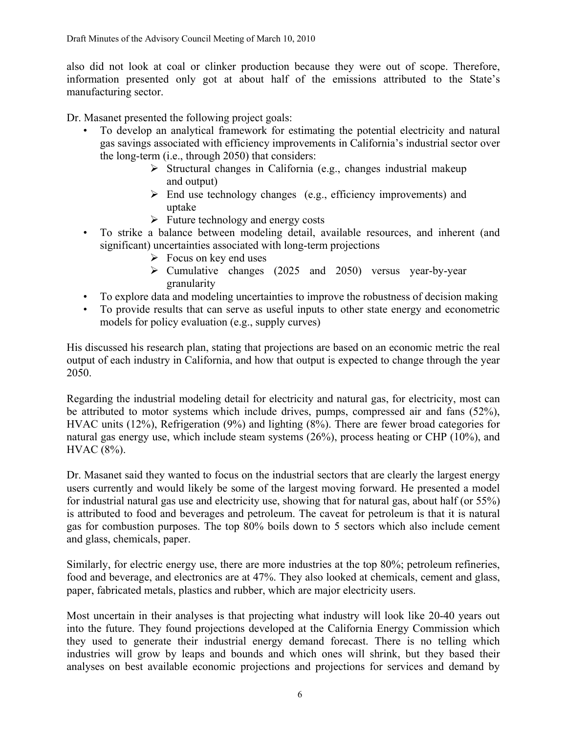also did not look at coal or clinker production because they were out of scope. Therefore, information presented only got at about half of the emissions attributed to the State's manufacturing sector.

Dr. Masanet presented the following project goals:

- To develop an analytical framework for estimating the potential electricity and natural gas savings associated with efficiency improvements in California's industrial sector over the long-term (i.e., through 2050) that considers:
  - Structural changes in California (e.g., changes industrial makeup and output)
  - End use technology changes (e.g., efficiency improvements) and uptake
  - Future technology and energy costs
- To strike a balance between modeling detail, available resources, and inherent (and significant) uncertainties associated with long-term projections
  - Focus on key end uses
  - Cumulative changes (2025 and 2050) versus year-by-year granularity
- To explore data and modeling uncertainties to improve the robustness of decision making
- To provide results that can serve as useful inputs to other state energy and econometric models for policy evaluation (e.g., supply curves)

His discussed his research plan, stating that projections are based on an economic metric the real output of each industry in California, and how that output is expected to change through the year 2050.

Regarding the industrial modeling detail for electricity and natural gas, for electricity, most can be attributed to motor systems which include drives, pumps, compressed air and fans (52%), HVAC units (12%), Refrigeration (9%) and lighting (8%). There are fewer broad categories for natural gas energy use, which include steam systems (26%), process heating or CHP (10%), and HVAC (8%).

Dr. Masanet said they wanted to focus on the industrial sectors that are clearly the largest energy users currently and would likely be some of the largest moving forward. He presented a model for industrial natural gas use and electricity use, showing that for natural gas, about half (or 55%) is attributed to food and beverages and petroleum. The caveat for petroleum is that it is natural gas for combustion purposes. The top 80% boils down to 5 sectors which also include cement and glass, chemicals, paper.

Similarly, for electric energy use, there are more industries at the top 80%; petroleum refineries, food and beverage, and electronics are at 47%. They also looked at chemicals, cement and glass, paper, fabricated metals, plastics and rubber, which are major electricity users.

Most uncertain in their analyses is that projecting what industry will look like 20-40 years out into the future. They found projections developed at the California Energy Commission which they used to generate their industrial energy demand forecast. There is no telling which industries will grow by leaps and bounds and which ones will shrink, but they based their analyses on best available economic projections and projections for services and demand by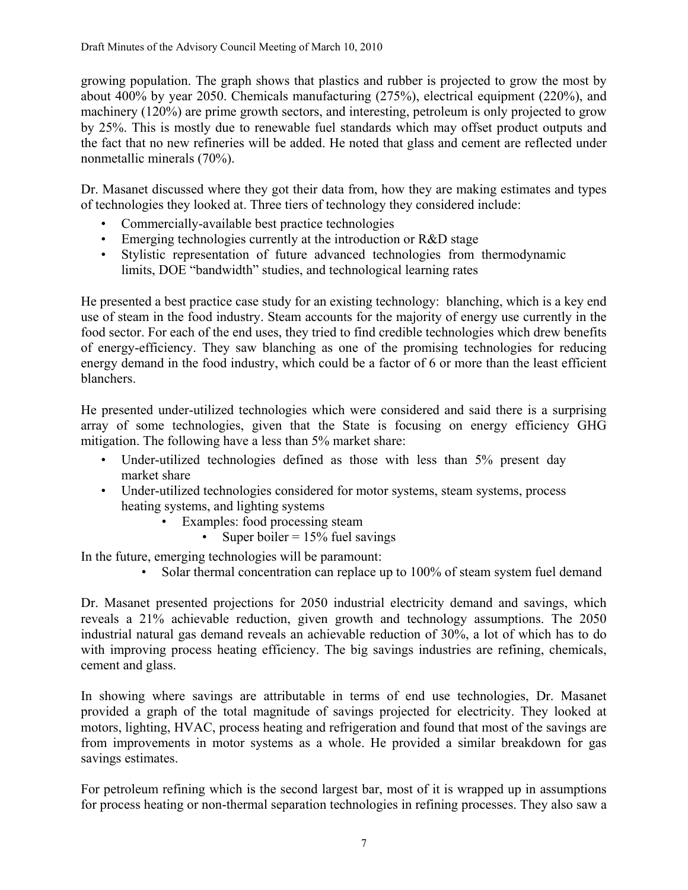growing population. The graph shows that plastics and rubber is projected to grow the most by about 400% by year 2050. Chemicals manufacturing (275%), electrical equipment (220%), and machinery (120%) are prime growth sectors, and interesting, petroleum is only projected to grow by 25%. This is mostly due to renewable fuel standards which may offset product outputs and the fact that no new refineries will be added. He noted that glass and cement are reflected under nonmetallic minerals (70%).

Dr. Masanet discussed where they got their data from, how they are making estimates and types of technologies they looked at. Three tiers of technology they considered include:

- Commercially-available best practice technologies
- Emerging technologies currently at the introduction or R&D stage
- Stylistic representation of future advanced technologies from thermodynamic limits, DOE "bandwidth" studies, and technological learning rates

He presented a best practice case study for an existing technology: blanching, which is a key end use of steam in the food industry. Steam accounts for the majority of energy use currently in the food sector. For each of the end uses, they tried to find credible technologies which drew benefits of energy-efficiency. They saw blanching as one of the promising technologies for reducing energy demand in the food industry, which could be a factor of 6 or more than the least efficient blanchers.

He presented under-utilized technologies which were considered and said there is a surprising array of some technologies, given that the State is focusing on energy efficiency GHG mitigation. The following have a less than 5% market share:

- Under-utilized technologies defined as those with less than 5% present day market share
- Under-utilized technologies considered for motor systems, steam systems, process heating systems, and lighting systems
    - Examples: food processing steam
        - Super boiler = 15% fuel savings

In the future, emerging technologies will be paramount:

- Solar thermal concentration can replace up to 100% of steam system fuel demand

Dr. Masanet presented projections for 2050 industrial electricity demand and savings, which reveals a 21% achievable reduction, given growth and technology assumptions. The 2050 industrial natural gas demand reveals an achievable reduction of 30%, a lot of which has to do with improving process heating efficiency. The big savings industries are refining, chemicals, cement and glass.

In showing where savings are attributable in terms of end use technologies, Dr. Masanet provided a graph of the total magnitude of savings projected for electricity. They looked at motors, lighting, HVAC, process heating and refrigeration and found that most of the savings are from improvements in motor systems as a whole. He provided a similar breakdown for gas savings estimates.

For petroleum refining which is the second largest bar, most of it is wrapped up in assumptions for process heating or non-thermal separation technologies in refining processes. They also saw a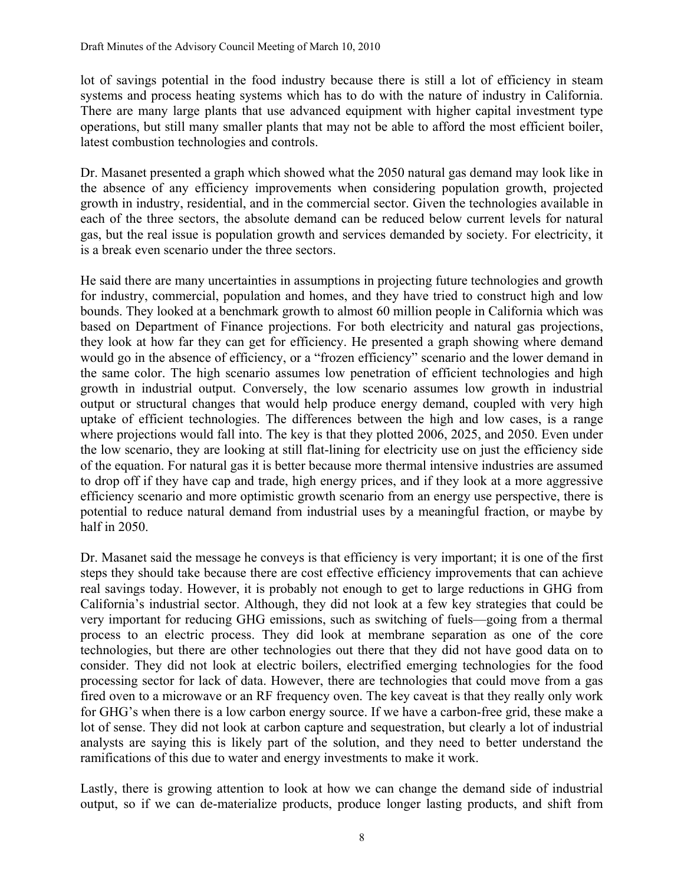lot of savings potential in the food industry because there is still a lot of efficiency in steam systems and process heating systems which has to do with the nature of industry in California. There are many large plants that use advanced equipment with higher capital investment type operations, but still many smaller plants that may not be able to afford the most efficient boiler, latest combustion technologies and controls.

Dr. Masanet presented a graph which showed what the 2050 natural gas demand may look like in the absence of any efficiency improvements when considering population growth, projected growth in industry, residential, and in the commercial sector. Given the technologies available in each of the three sectors, the absolute demand can be reduced below current levels for natural gas, but the real issue is population growth and services demanded by society. For electricity, it is a break even scenario under the three sectors.

He said there are many uncertainties in assumptions in projecting future technologies and growth for industry, commercial, population and homes, and they have tried to construct high and low bounds. They looked at a benchmark growth to almost 60 million people in California which was based on Department of Finance projections. For both electricity and natural gas projections, they look at how far they can get for efficiency. He presented a graph showing where demand would go in the absence of efficiency, or a "frozen efficiency" scenario and the lower demand in the same color. The high scenario assumes low penetration of efficient technologies and high growth in industrial output. Conversely, the low scenario assumes low growth in industrial output or structural changes that would help produce energy demand, coupled with very high uptake of efficient technologies. The differences between the high and low cases, is a range where projections would fall into. The key is that they plotted 2006, 2025, and 2050. Even under the low scenario, they are looking at still flat-lining for electricity use on just the efficiency side of the equation. For natural gas it is better because more thermal intensive industries are assumed to drop off if they have cap and trade, high energy prices, and if they look at a more aggressive efficiency scenario and more optimistic growth scenario from an energy use perspective, there is potential to reduce natural demand from industrial uses by a meaningful fraction, or maybe by half in 2050.

Dr. Masanet said the message he conveys is that efficiency is very important; it is one of the first steps they should take because there are cost effective efficiency improvements that can achieve real savings today. However, it is probably not enough to get to large reductions in GHG from California's industrial sector. Although, they did not look at a few key strategies that could be very important for reducing GHG emissions, such as switching of fuels—going from a thermal process to an electric process. They did look at membrane separation as one of the core technologies, but there are other technologies out there that they did not have good data on to consider. They did not look at electric boilers, electrified emerging technologies for the food processing sector for lack of data. However, there are technologies that could move from a gas fired oven to a microwave or an RF frequency oven. The key caveat is that they really only work for GHG's when there is a low carbon energy source. If we have a carbon-free grid, these make a lot of sense. They did not look at carbon capture and sequestration, but clearly a lot of industrial analysts are saying this is likely part of the solution, and they need to better understand the ramifications of this due to water and energy investments to make it work.

Lastly, there is growing attention to look at how we can change the demand side of industrial output, so if we can de-materialize products, produce longer lasting products, and shift from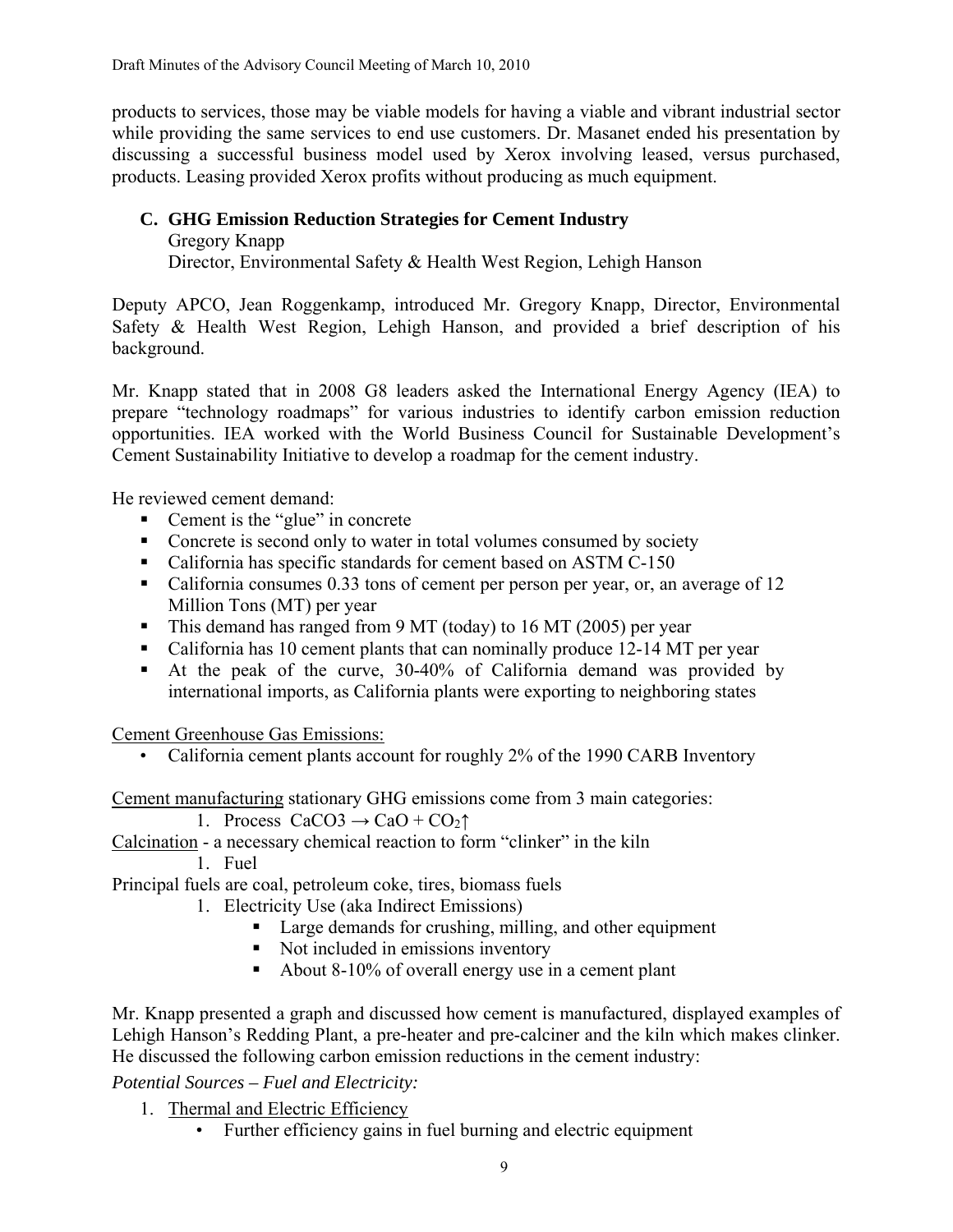products to services, those may be viable models for having a viable and vibrant industrial sector while providing the same services to end use customers. Dr. Masanet ended his presentation by discussing a successful business model used by Xerox involving leased, versus purchased, products. Leasing provided Xerox profits without producing as much equipment.

### C. GHG Emission Reduction Strategies for Cement Industry

Gregory Knapp
Director, Environmental Safety & Health West Region, Lehigh Hanson

Deputy APCO, Jean Roggenkamp, introduced Mr. Gregory Knapp, Director, Environmental Safety & Health West Region, Lehigh Hanson, and provided a brief description of his background.

Mr. Knapp stated that in 2008 G8 leaders asked the International Energy Agency (IEA) to prepare "technology roadmaps" for various industries to identify carbon emission reduction opportunities. IEA worked with the World Business Council for Sustainable Development's Cement Sustainability Initiative to develop a roadmap for the cement industry.

He reviewed cement demand:

- Cement is the "glue" in concrete
- Concrete is second only to water in total volumes consumed by society
- California has specific standards for cement based on ASTM C-150
- California consumes 0.33 tons of cement per person per year, or, an average of 12 Million Tons (MT) per year
- This demand has ranged from 9 MT (today) to 16 MT (2005) per year
- California has 10 cement plants that can nominally produce 12-14 MT per year
- At the peak of the curve, 30-40% of California demand was provided by international imports, as California plants were exporting to neighboring states

<u>Cement Greenhouse Gas Emissions:</u>

- California cement plants account for roughly 2% of the 1990 CARB Inventory

<u>Cement manufacturing</u> stationary GHG emissions come from 3 main categories:

1. Process $CaCO_3 \rightarrow CaO + CO_2\uparrow$

<u>Calcination</u> - a necessary chemical reaction to form "clinker" in the kiln

1. Fuel

Principal fuels are coal, petroleum coke, tires, biomass fuels

1. Electricity Use (aka Indirect Emissions)
   - Large demands for crushing, milling, and other equipment
   - Not included in emissions inventory
   - About 8-10% of overall energy use in a cement plant

Mr. Knapp presented a graph and discussed how cement is manufactured, displayed examples of Lehigh Hanson's Redding Plant, a pre-heater and pre-calciner and the kiln which makes clinker. He discussed the following carbon emission reductions in the cement industry:

*Potential Sources – Fuel and Electricity:*

1. <u>Thermal and Electric Efficiency</u>
   - Further efficiency gains in fuel burning and electric equipment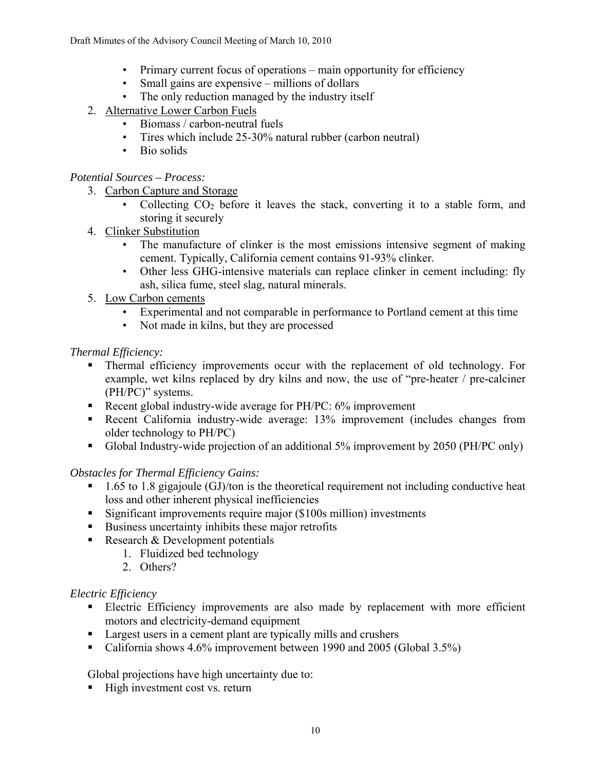- Primary current focus of operations – main opportunity for efficiency
- Small gains are expensive – millions of dollars
- The only reduction managed by the industry itself

2. Alternative Lower Carbon Fuels
    - Biomass / carbon-neutral fuels
    - Tires which include 25-30% natural rubber (carbon neutral)
    - Bio solids

*Potential Sources – Process:*

3. Carbon Capture and Storage
    - Collecting $CO_2$ before it leaves the stack, converting it to a stable form, and storing it securely
4. Clinker Substitution
    - The manufacture of clinker is the most emissions intensive segment of making cement. Typically, California cement contains 91-93% clinker.
    - Other less GHG-intensive materials can replace clinker in cement including: fly ash, silica fume, steel slag, natural minerals.
5. Low Carbon cements
    - Experimental and not comparable in performance to Portland cement at this time
    - Not made in kilns, but they are processed

*Thermal Efficiency:*

- Thermal efficiency improvements occur with the replacement of old technology. For example, wet kilns replaced by dry kilns and now, the use of "pre-heater / pre-calciner (PH/PC)" systems.
- Recent global industry-wide average for PH/PC: 6% improvement
- Recent California industry-wide average: 13% improvement (includes changes from older technology to PH/PC)
- Global Industry-wide projection of an additional 5% improvement by 2050 (PH/PC only)

*Obstacles for Thermal Efficiency Gains:*

- 1.65 to 1.8 gigajoule (GJ)/ton is the theoretical requirement not including conductive heat loss and other inherent physical inefficiencies
- Significant improvements require major ($100s million) investments
- Business uncertainty inhibits these major retrofits
- Research & Development potentials
    1. Fluidized bed technology
    2. Others?

*Electric Efficiency*

- Electric Efficiency improvements are also made by replacement with more efficient motors and electricity-demand equipment
- Largest users in a cement plant are typically mills and crushers
- California shows 4.6% improvement between 1990 and 2005 (Global 3.5%)

Global projections have high uncertainty due to:

- High investment cost vs. return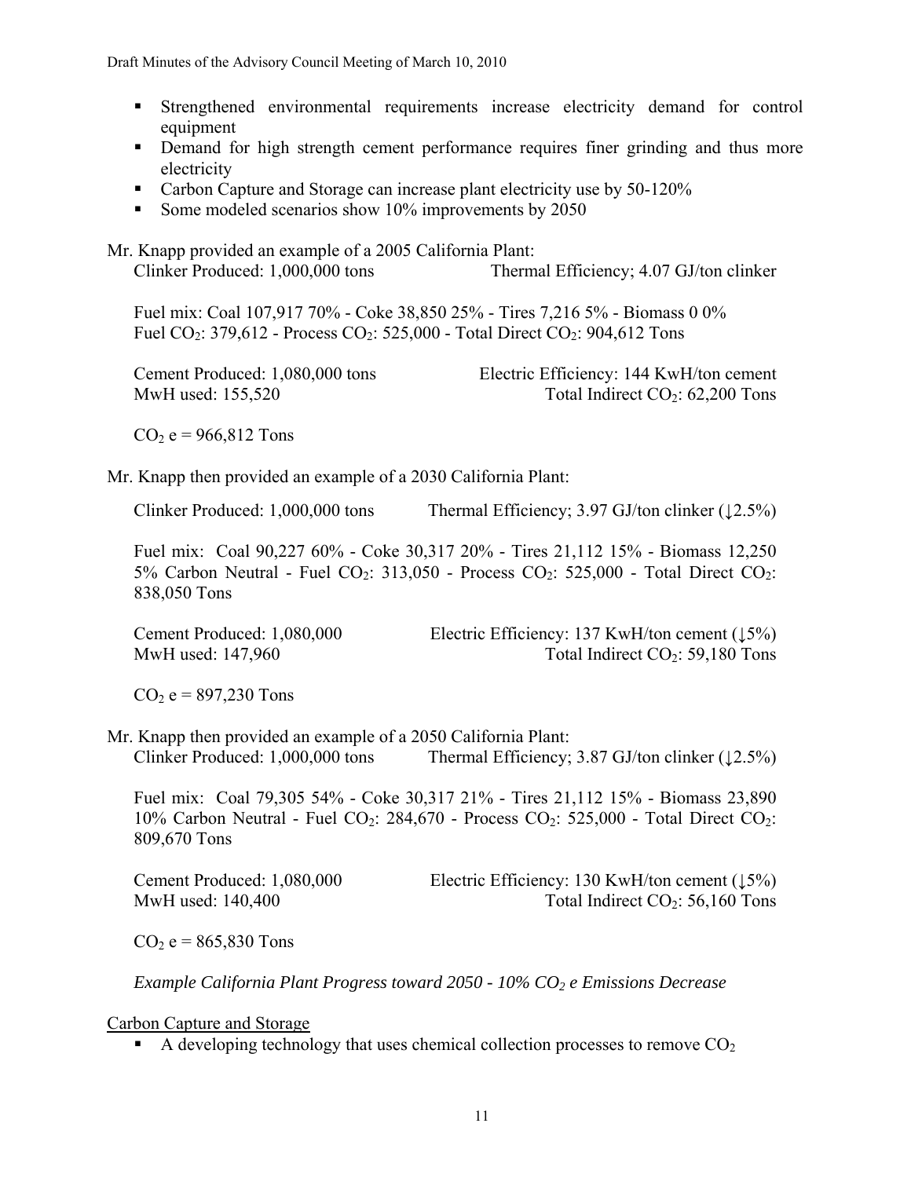- Strengthened environmental requirements increase electricity demand for control equipment
- Demand for high strength cement performance requires finer grinding and thus more electricity
- Carbon Capture and Storage can increase plant electricity use by 50-120%
- Some modeled scenarios show 10% improvements by 2050

Mr. Knapp provided an example of a 2005 California Plant:

Clinker Produced: 1,000,000 tons Thermal Efficiency; 4.07 GJ/ton clinker

Fuel mix: Coal 107,917 70% - Coke 38,850 25% - Tires 7,216 5% - Biomass 0 0%
Fuel $CO_2$: 379,612 - Process $CO_2$: 525,000 - Total Direct $CO_2$: 904,612 Tons

Cement Produced: 1,080,000 tons Electric Efficiency: 144 KwH/ton cement
MwH used: 155,520 Total Indirect $CO_2$: 62,200 Tons

$CO_2$ e = 966,812 Tons

Mr. Knapp then provided an example of a 2030 California Plant:

Clinker Produced: 1,000,000 tons Thermal Efficiency; 3.97 GJ/ton clinker (↓2.5%)

Fuel mix: Coal 90,227 60% - Coke 30,317 20% - Tires 21,112 15% - Biomass 12,250 5% Carbon Neutral - Fuel $CO_2$: 313,050 - Process $CO_2$: 525,000 - Total Direct $CO_2$: 838,050 Tons

Cement Produced: 1,080,000 Electric Efficiency: 137 KwH/ton cement (↓5%)
MwH used: 147,960 Total Indirect $CO_2$: 59,180 Tons

$CO_2$ e = 897,230 Tons

Mr. Knapp then provided an example of a 2050 California Plant:

Clinker Produced: 1,000,000 tons Thermal Efficiency; 3.87 GJ/ton clinker (↓2.5%)

Fuel mix: Coal 79,305 54% - Coke 30,317 21% - Tires 21,112 15% - Biomass 23,890 10% Carbon Neutral - Fuel $CO_2$: 284,670 - Process $CO_2$: 525,000 - Total Direct $CO_2$: 809,670 Tons

Cement Produced: 1,080,000 Electric Efficiency: 130 KwH/ton cement (↓5%)
MwH used: 140,400 Total Indirect $CO_2$: 56,160 Tons

$CO_2$ e = 865,830 Tons

*Example California Plant Progress toward 2050 - 10% $CO_2$ e Emissions Decrease*

<u>Carbon Capture and Storage</u>

- A developing technology that uses chemical collection processes to remove $CO_2$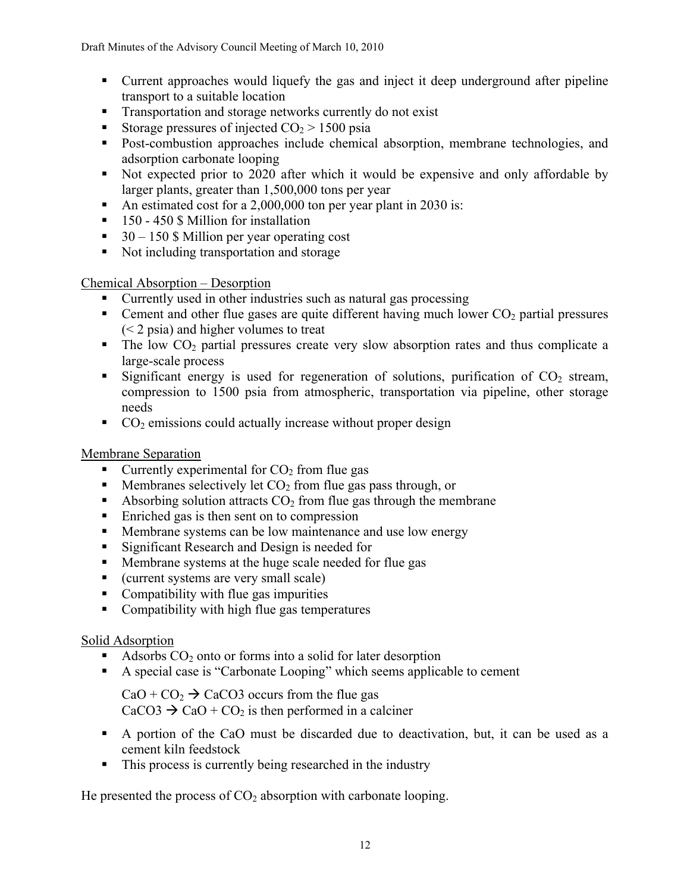- Current approaches would liquefy the gas and inject it deep underground after pipeline transport to a suitable location
- Transportation and storage networks currently do not exist
- Storage pressures of injected $CO_2$ > 1500 psia
- Post-combustion approaches include chemical absorption, membrane technologies, and adsorption carbonate looping
- Not expected prior to 2020 after which it would be expensive and only affordable by larger plants, greater than 1,500,000 tons per year
- An estimated cost for a 2,000,000 ton per year plant in 2030 is:
- 150 - 450 $ Million for installation
- 30 – 150 $ Million per year operating cost
- Not including transportation and storage

<u>Chemical Absorption – Desorption</u>

- Currently used in other industries such as natural gas processing
- Cement and other flue gases are quite different having much lower $CO_2$ partial pressures (< 2 psia) and higher volumes to treat
- The low $CO_2$ partial pressures create very slow absorption rates and thus complicate a large-scale process
- Significant energy is used for regeneration of solutions, purification of $CO_2$ stream, compression to 1500 psia from atmospheric, transportation via pipeline, other storage needs
- $CO_2$ emissions could actually increase without proper design

<u>Membrane Separation</u>

- Currently experimental for $CO_2$ from flue gas
- Membranes selectively let $CO_2$ from flue gas pass through, or
- Absorbing solution attracts $CO_2$ from flue gas through the membrane
- Enriched gas is then sent on to compression
- Membrane systems can be low maintenance and use low energy
- Significant Research and Design is needed for
- Membrane systems at the huge scale needed for flue gas
- (current systems are very small scale)
- Compatibility with flue gas impurities
- Compatibility with high flue gas temperatures

<u>Solid Adsorption</u>

- Adsorbs $CO_2$ onto or forms into a solid for later desorption
- A special case is "Carbonate Looping" which seems applicable to cement

  $CaO + CO_2 \rightarrow CaCO3$ occurs from the flue gas
  $CaCO3 \rightarrow CaO + CO_2$ is then performed in a calciner

- A portion of the CaO must be discarded due to deactivation, but, it can be used as a cement kiln feedstock
- This process is currently being researched in the industry

He presented the process of $CO_2$ absorption with carbonate looping.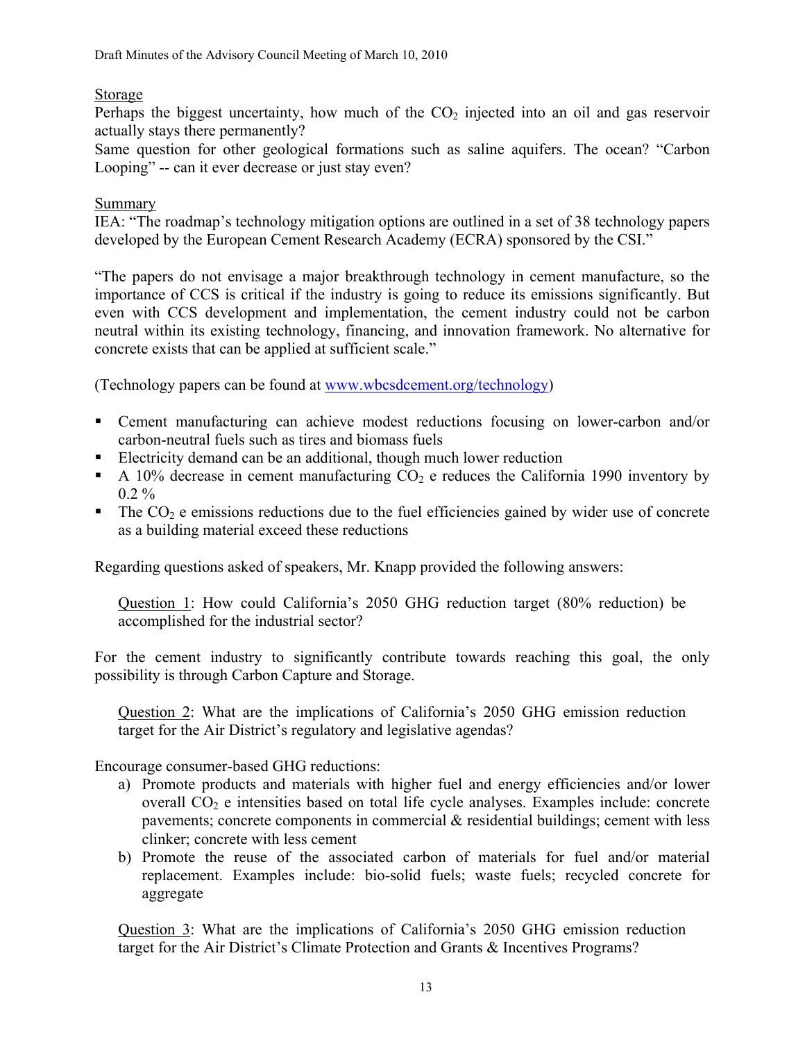Storage

Perhaps the biggest uncertainty, how much of the $CO_2$ injected into an oil and gas reservoir actually stays there permanently?

Same question for other geological formations such as saline aquifers. The ocean? "Carbon Looping" -- can it ever decrease or just stay even?

Summary

IEA: "The roadmap's technology mitigation options are outlined in a set of 38 technology papers developed by the European Cement Research Academy (ECRA) sponsored by the CSI."

"The papers do not envisage a major breakthrough technology in cement manufacture, so the importance of CCS is critical if the industry is going to reduce its emissions significantly. But even with CCS development and implementation, the cement industry could not be carbon neutral within its existing technology, financing, and innovation framework. No alternative for concrete exists that can be applied at sufficient scale."

(Technology papers can be found at www.wbcsdcement.org/technology)

- Cement manufacturing can achieve modest reductions focusing on lower-carbon and/or carbon-neutral fuels such as tires and biomass fuels
- Electricity demand can be an additional, though much lower reduction
- A 10% decrease in cement manufacturing $CO_2$ e reduces the California 1990 inventory by 0.2 %
- The $CO_2$ e emissions reductions due to the fuel efficiencies gained by wider use of concrete as a building material exceed these reductions

Regarding questions asked of speakers, Mr. Knapp provided the following answers:

Question 1: How could California's 2050 GHG reduction target (80% reduction) be accomplished for the industrial sector?

For the cement industry to significantly contribute towards reaching this goal, the only possibility is through Carbon Capture and Storage.

Question 2: What are the implications of California's 2050 GHG emission reduction target for the Air District's regulatory and legislative agendas?

Encourage consumer-based GHG reductions:

a) Promote products and materials with higher fuel and energy efficiencies and/or lower overall $CO_2$ e intensities based on total life cycle analyses. Examples include: concrete pavements; concrete components in commercial & residential buildings; cement with less clinker; concrete with less cement
b) Promote the reuse of the associated carbon of materials for fuel and/or material replacement. Examples include: bio-solid fuels; waste fuels; recycled concrete for aggregate

Question 3: What are the implications of California's 2050 GHG emission reduction target for the Air District's Climate Protection and Grants & Incentives Programs?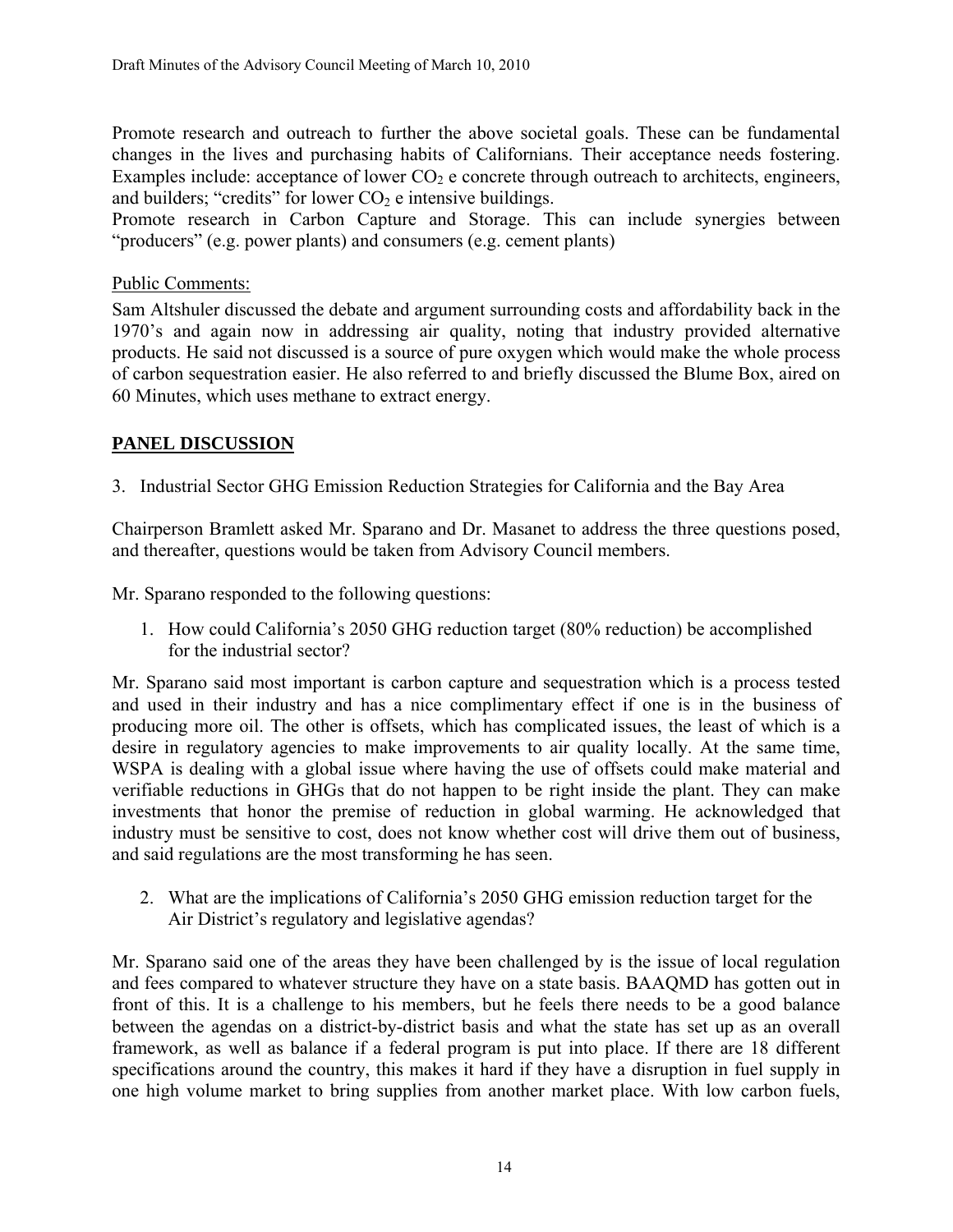Promote research and outreach to further the above societal goals. These can be fundamental changes in the lives and purchasing habits of Californians. Their acceptance needs fostering. Examples include: acceptance of lower $CO_2$ e concrete through outreach to architects, engineers, and builders; "credits" for lower $CO_2$ e intensive buildings.

Promote research in Carbon Capture and Storage. This can include synergies between "producers" (e.g. power plants) and consumers (e.g. cement plants)

Public Comments:

Sam Altshuler discussed the debate and argument surrounding costs and affordability back in the 1970's and again now in addressing air quality, noting that industry provided alternative products. He said not discussed is a source of pure oxygen which would make the whole process of carbon sequestration easier. He also referred to and briefly discussed the Blume Box, aired on 60 Minutes, which uses methane to extract energy.

## PANEL DISCUSSION

3. Industrial Sector GHG Emission Reduction Strategies for California and the Bay Area

Chairperson Bramlett asked Mr. Sparano and Dr. Masanet to address the three questions posed, and thereafter, questions would be taken from Advisory Council members.

Mr. Sparano responded to the following questions:

1. How could California's 2050 GHG reduction target (80% reduction) be accomplished for the industrial sector?

Mr. Sparano said most important is carbon capture and sequestration which is a process tested and used in their industry and has a nice complimentary effect if one is in the business of producing more oil. The other is offsets, which has complicated issues, the least of which is a desire in regulatory agencies to make improvements to air quality locally. At the same time, WSPA is dealing with a global issue where having the use of offsets could make material and verifiable reductions in GHGs that do not happen to be right inside the plant. They can make investments that honor the premise of reduction in global warming. He acknowledged that industry must be sensitive to cost, does not know whether cost will drive them out of business, and said regulations are the most transforming he has seen.

2. What are the implications of California's 2050 GHG emission reduction target for the Air District's regulatory and legislative agendas?

Mr. Sparano said one of the areas they have been challenged by is the issue of local regulation and fees compared to whatever structure they have on a state basis. BAAQMD has gotten out in front of this. It is a challenge to his members, but he feels there needs to be a good balance between the agendas on a district-by-district basis and what the state has set up as an overall framework, as well as balance if a federal program is put into place. If there are 18 different specifications around the country, this makes it hard if they have a disruption in fuel supply in one high volume market to bring supplies from another market place. With low carbon fuels,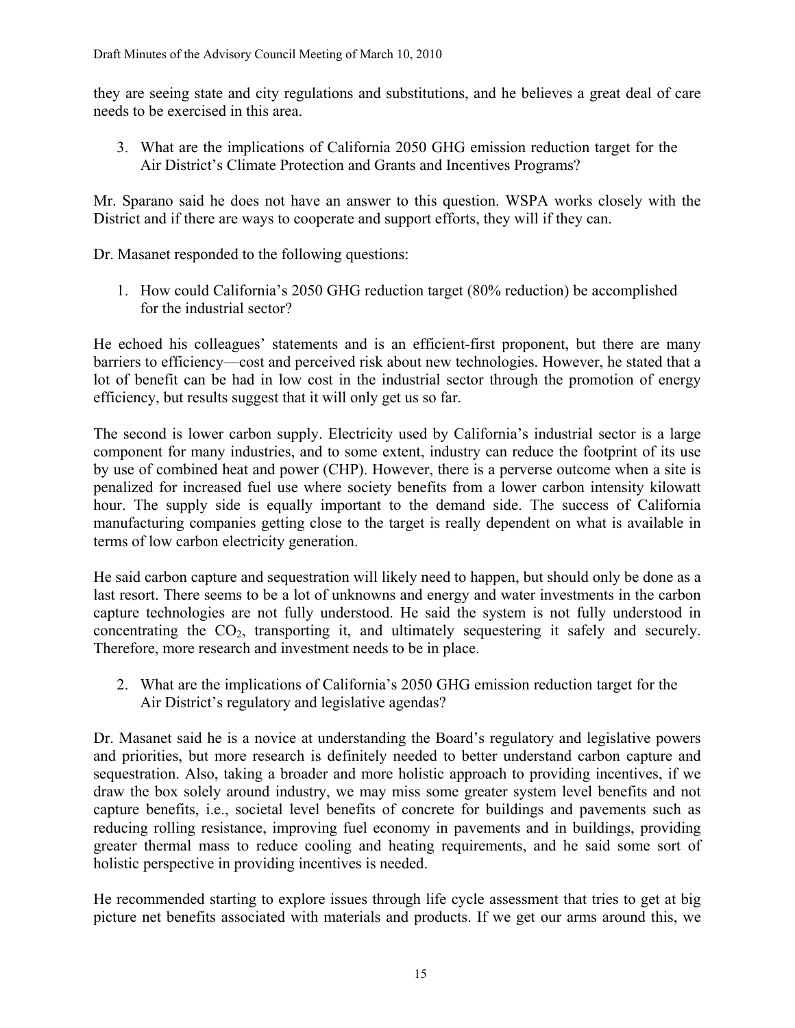they are seeing state and city regulations and substitutions, and he believes a great deal of care needs to be exercised in this area.

3. What are the implications of California 2050 GHG emission reduction target for the Air District's Climate Protection and Grants and Incentives Programs?

Mr. Sparano said he does not have an answer to this question. WSPA works closely with the District and if there are ways to cooperate and support efforts, they will if they can.

Dr. Masanet responded to the following questions:

1. How could California's 2050 GHG reduction target (80% reduction) be accomplished for the industrial sector?

He echoed his colleagues' statements and is an efficient-first proponent, but there are many barriers to efficiency—cost and perceived risk about new technologies. However, he stated that a lot of benefit can be had in low cost in the industrial sector through the promotion of energy efficiency, but results suggest that it will only get us so far.

The second is lower carbon supply. Electricity used by California's industrial sector is a large component for many industries, and to some extent, industry can reduce the footprint of its use by use of combined heat and power (CHP). However, there is a perverse outcome when a site is penalized for increased fuel use where society benefits from a lower carbon intensity kilowatt hour. The supply side is equally important to the demand side. The success of California manufacturing companies getting close to the target is really dependent on what is available in terms of low carbon electricity generation.

He said carbon capture and sequestration will likely need to happen, but should only be done as a last resort. There seems to be a lot of unknowns and energy and water investments in the carbon capture technologies are not fully understood. He said the system is not fully understood in concentrating the $CO_2$, transporting it, and ultimately sequestering it safely and securely. Therefore, more research and investment needs to be in place.

2. What are the implications of California's 2050 GHG emission reduction target for the Air District's regulatory and legislative agendas?

Dr. Masanet said he is a novice at understanding the Board's regulatory and legislative powers and priorities, but more research is definitely needed to better understand carbon capture and sequestration. Also, taking a broader and more holistic approach to providing incentives, if we draw the box solely around industry, we may miss some greater system level benefits and not capture benefits, i.e., societal level benefits of concrete for buildings and pavements such as reducing rolling resistance, improving fuel economy in pavements and in buildings, providing greater thermal mass to reduce cooling and heating requirements, and he said some sort of holistic perspective in providing incentives is needed.

He recommended starting to explore issues through life cycle assessment that tries to get at big picture net benefits associated with materials and products. If we get our arms around this, we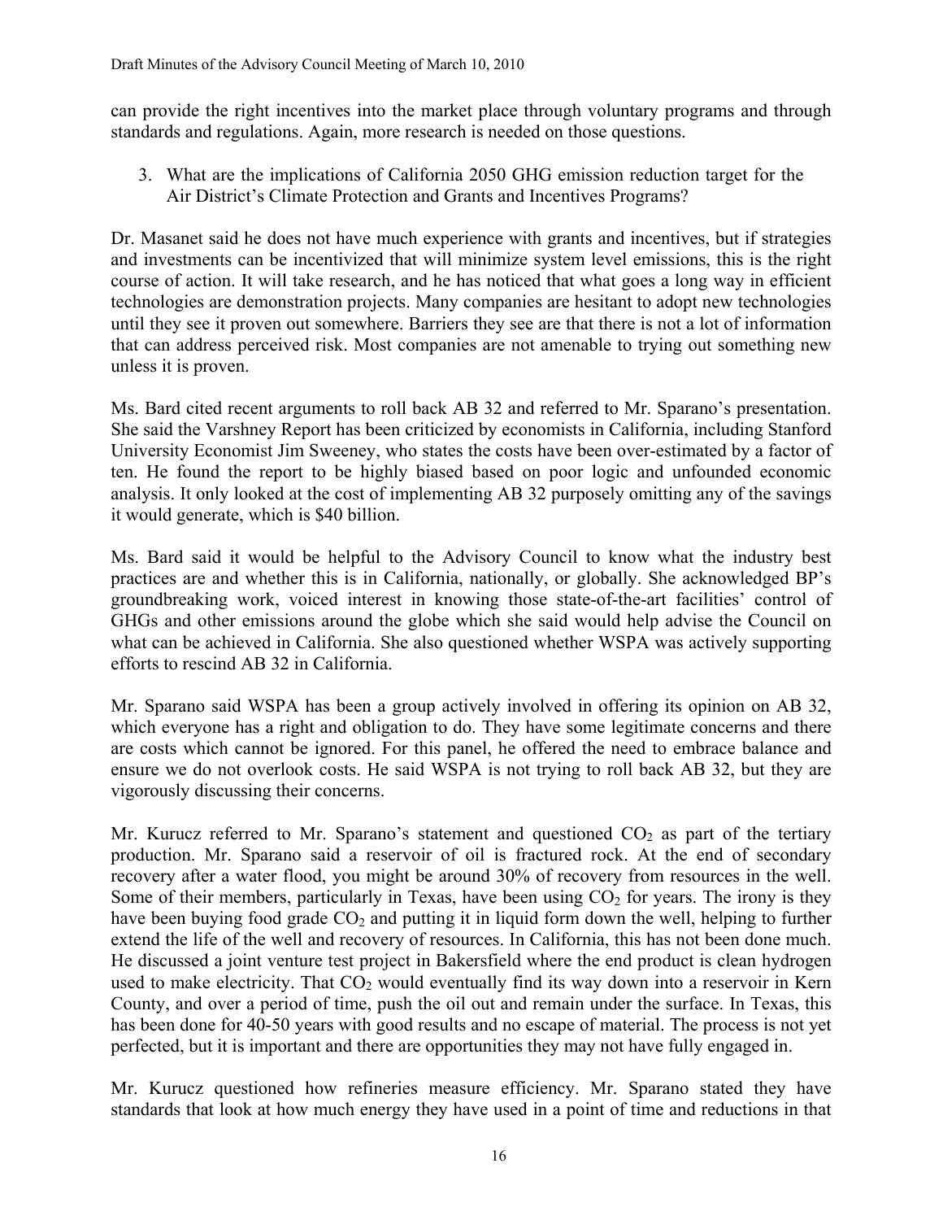can provide the right incentives into the market place through voluntary programs and through standards and regulations. Again, more research is needed on those questions.

3. What are the implications of California 2050 GHG emission reduction target for the Air District's Climate Protection and Grants and Incentives Programs?

Dr. Masanet said he does not have much experience with grants and incentives, but if strategies and investments can be incentivized that will minimize system level emissions, this is the right course of action. It will take research, and he has noticed that what goes a long way in efficient technologies are demonstration projects. Many companies are hesitant to adopt new technologies until they see it proven out somewhere. Barriers they see are that there is not a lot of information that can address perceived risk. Most companies are not amenable to trying out something new unless it is proven.

Ms. Bard cited recent arguments to roll back AB 32 and referred to Mr. Sparano's presentation. She said the Varshney Report has been criticized by economists in California, including Stanford University Economist Jim Sweeney, who states the costs have been over-estimated by a factor of ten. He found the report to be highly biased based on poor logic and unfounded economic analysis. It only looked at the cost of implementing AB 32 purposely omitting any of the savings it would generate, which is $40 billion.

Ms. Bard said it would be helpful to the Advisory Council to know what the industry best practices are and whether this is in California, nationally, or globally. She acknowledged BP's groundbreaking work, voiced interest in knowing those state-of-the-art facilities' control of GHGs and other emissions around the globe which she said would help advise the Council on what can be achieved in California. She also questioned whether WSPA was actively supporting efforts to rescind AB 32 in California.

Mr. Sparano said WSPA has been a group actively involved in offering its opinion on AB 32, which everyone has a right and obligation to do. They have some legitimate concerns and there are costs which cannot be ignored. For this panel, he offered the need to embrace balance and ensure we do not overlook costs. He said WSPA is not trying to roll back AB 32, but they are vigorously discussing their concerns.

Mr. Kurucz referred to Mr. Sparano's statement and questioned $CO_2$ as part of the tertiary production. Mr. Sparano said a reservoir of oil is fractured rock. At the end of secondary recovery after a water flood, you might be around 30% of recovery from resources in the well. Some of their members, particularly in Texas, have been using $CO_2$ for years. The irony is they have been buying food grade $CO_2$ and putting it in liquid form down the well, helping to further extend the life of the well and recovery of resources. In California, this has not been done much. He discussed a joint venture test project in Bakersfield where the end product is clean hydrogen used to make electricity. That $CO_2$ would eventually find its way down into a reservoir in Kern County, and over a period of time, push the oil out and remain under the surface. In Texas, this has been done for 40-50 years with good results and no escape of material. The process is not yet perfected, but it is important and there are opportunities they may not have fully engaged in.

Mr. Kurucz questioned how refineries measure efficiency. Mr. Sparano stated they have standards that look at how much energy they have used in a point of time and reductions in that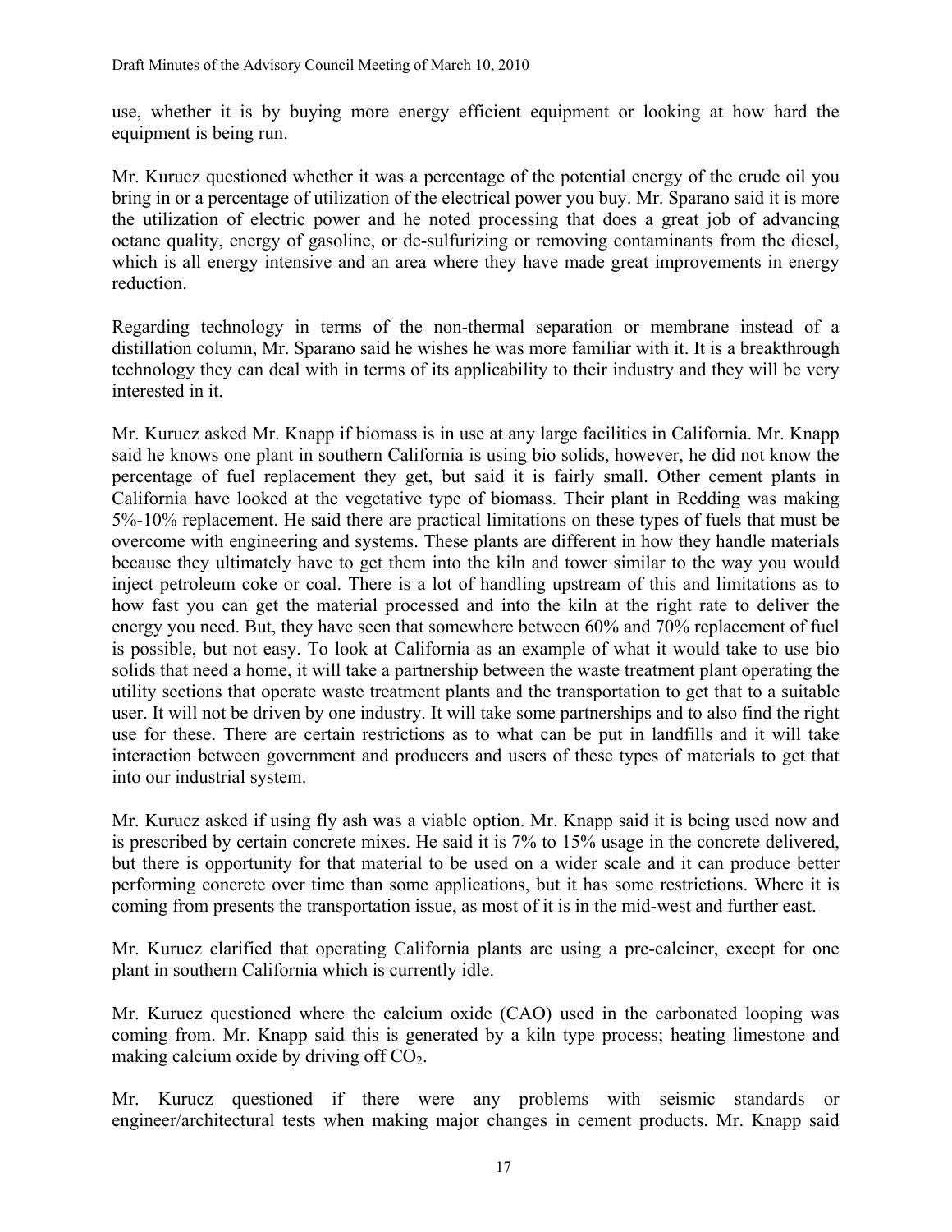use, whether it is by buying more energy efficient equipment or looking at how hard the equipment is being run.

Mr. Kurucz questioned whether it was a percentage of the potential energy of the crude oil you bring in or a percentage of utilization of the electrical power you buy. Mr. Sparano said it is more the utilization of electric power and he noted processing that does a great job of advancing octane quality, energy of gasoline, or de-sulfurizing or removing contaminants from the diesel, which is all energy intensive and an area where they have made great improvements in energy reduction.

Regarding technology in terms of the non-thermal separation or membrane instead of a distillation column, Mr. Sparano said he wishes he was more familiar with it. It is a breakthrough technology they can deal with in terms of its applicability to their industry and they will be very interested in it.

Mr. Kurucz asked Mr. Knapp if biomass is in use at any large facilities in California. Mr. Knapp said he knows one plant in southern California is using bio solids, however, he did not know the percentage of fuel replacement they get, but said it is fairly small. Other cement plants in California have looked at the vegetative type of biomass. Their plant in Redding was making 5%-10% replacement. He said there are practical limitations on these types of fuels that must be overcome with engineering and systems. These plants are different in how they handle materials because they ultimately have to get them into the kiln and tower similar to the way you would inject petroleum coke or coal. There is a lot of handling upstream of this and limitations as to how fast you can get the material processed and into the kiln at the right rate to deliver the energy you need. But, they have seen that somewhere between 60% and 70% replacement of fuel is possible, but not easy. To look at California as an example of what it would take to use bio solids that need a home, it will take a partnership between the waste treatment plant operating the utility sections that operate waste treatment plants and the transportation to get that to a suitable user. It will not be driven by one industry. It will take some partnerships and to also find the right use for these. There are certain restrictions as to what can be put in landfills and it will take interaction between government and producers and users of these types of materials to get that into our industrial system.

Mr. Kurucz asked if using fly ash was a viable option. Mr. Knapp said it is being used now and is prescribed by certain concrete mixes. He said it is 7% to 15% usage in the concrete delivered, but there is opportunity for that material to be used on a wider scale and it can produce better performing concrete over time than some applications, but it has some restrictions. Where it is coming from presents the transportation issue, as most of it is in the mid-west and further east.

Mr. Kurucz clarified that operating California plants are using a pre-calciner, except for one plant in southern California which is currently idle.

Mr. Kurucz questioned where the calcium oxide (CAO) used in the carbonated looping was coming from. Mr. Knapp said this is generated by a kiln type process; heating limestone and making calcium oxide by driving off $CO_2$.

Mr. Kurucz questioned if there were any problems with seismic standards or engineer/architectural tests when making major changes in cement products. Mr. Knapp said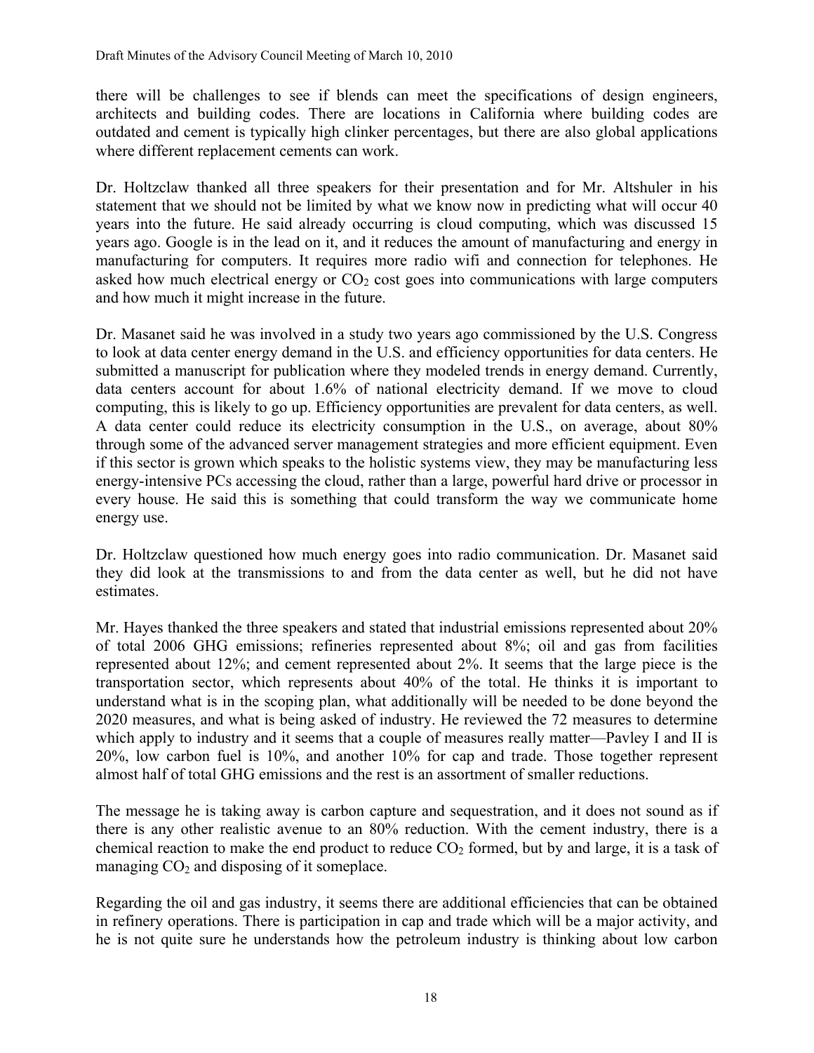there will be challenges to see if blends can meet the specifications of design engineers, architects and building codes. There are locations in California where building codes are outdated and cement is typically high clinker percentages, but there are also global applications where different replacement cements can work.

Dr. Holtzclaw thanked all three speakers for their presentation and for Mr. Altshuler in his statement that we should not be limited by what we know now in predicting what will occur 40 years into the future. He said already occurring is cloud computing, which was discussed 15 years ago. Google is in the lead on it, and it reduces the amount of manufacturing and energy in manufacturing for computers. It requires more radio wifi and connection for telephones. He asked how much electrical energy or $CO_2$ cost goes into communications with large computers and how much it might increase in the future.

Dr. Masanet said he was involved in a study two years ago commissioned by the U.S. Congress to look at data center energy demand in the U.S. and efficiency opportunities for data centers. He submitted a manuscript for publication where they modeled trends in energy demand. Currently, data centers account for about 1.6% of national electricity demand. If we move to cloud computing, this is likely to go up. Efficiency opportunities are prevalent for data centers, as well. A data center could reduce its electricity consumption in the U.S., on average, about 80% through some of the advanced server management strategies and more efficient equipment. Even if this sector is grown which speaks to the holistic systems view, they may be manufacturing less energy-intensive PCs accessing the cloud, rather than a large, powerful hard drive or processor in every house. He said this is something that could transform the way we communicate home energy use.

Dr. Holtzclaw questioned how much energy goes into radio communication. Dr. Masanet said they did look at the transmissions to and from the data center as well, but he did not have estimates.

Mr. Hayes thanked the three speakers and stated that industrial emissions represented about 20% of total 2006 GHG emissions; refineries represented about 8%; oil and gas from facilities represented about 12%; and cement represented about 2%. It seems that the large piece is the transportation sector, which represents about 40% of the total. He thinks it is important to understand what is in the scoping plan, what additionally will be needed to be done beyond the 2020 measures, and what is being asked of industry. He reviewed the 72 measures to determine which apply to industry and it seems that a couple of measures really matter—Pavley I and II is 20%, low carbon fuel is 10%, and another 10% for cap and trade. Those together represent almost half of total GHG emissions and the rest is an assortment of smaller reductions.

The message he is taking away is carbon capture and sequestration, and it does not sound as if there is any other realistic avenue to an 80% reduction. With the cement industry, there is a chemical reaction to make the end product to reduce $CO_2$ formed, but by and large, it is a task of managing $CO_2$ and disposing of it someplace.

Regarding the oil and gas industry, it seems there are additional efficiencies that can be obtained in refinery operations. There is participation in cap and trade which will be a major activity, and he is not quite sure he understands how the petroleum industry is thinking about low carbon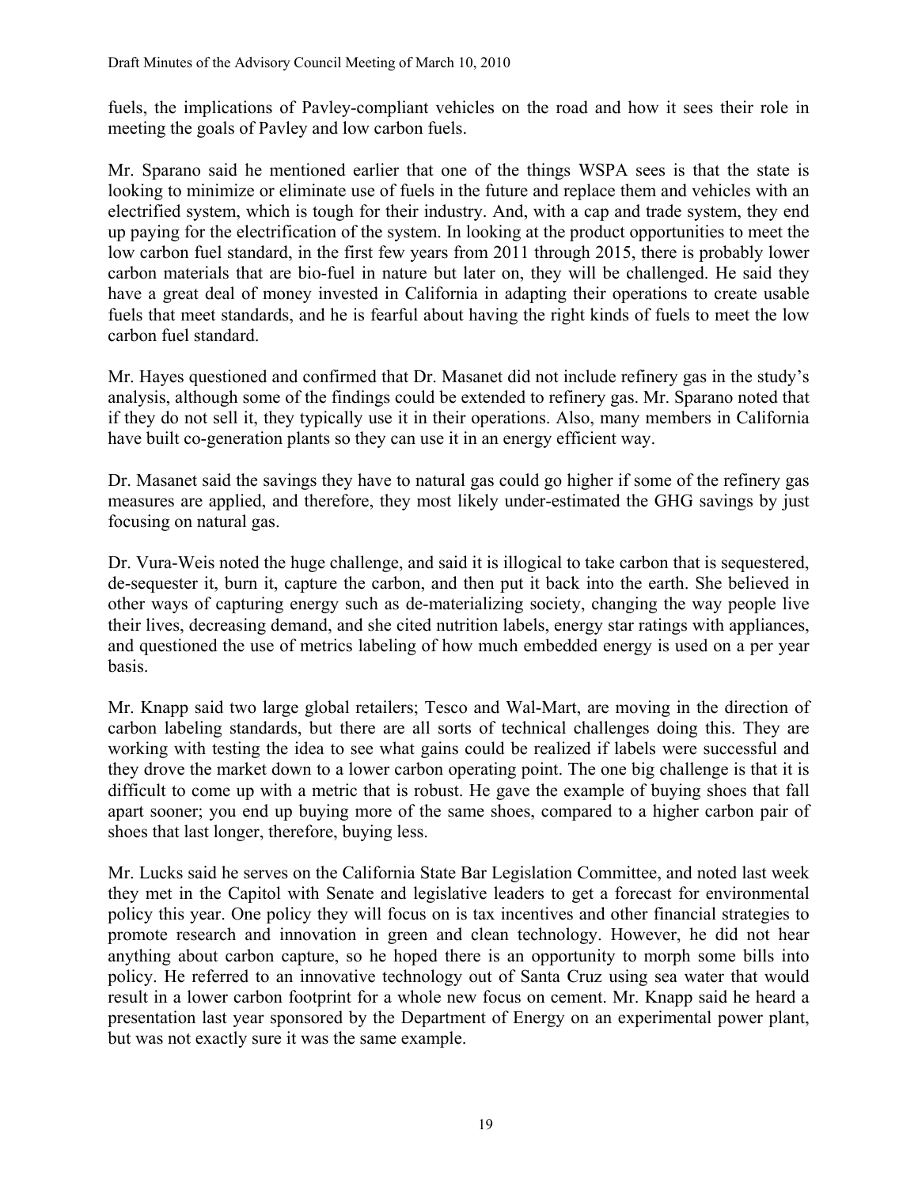fuels, the implications of Pavley-compliant vehicles on the road and how it sees their role in meeting the goals of Pavley and low carbon fuels.

Mr. Sparano said he mentioned earlier that one of the things WSPA sees is that the state is looking to minimize or eliminate use of fuels in the future and replace them and vehicles with an electrified system, which is tough for their industry. And, with a cap and trade system, they end up paying for the electrification of the system. In looking at the product opportunities to meet the low carbon fuel standard, in the first few years from 2011 through 2015, there is probably lower carbon materials that are bio-fuel in nature but later on, they will be challenged. He said they have a great deal of money invested in California in adapting their operations to create usable fuels that meet standards, and he is fearful about having the right kinds of fuels to meet the low carbon fuel standard.

Mr. Hayes questioned and confirmed that Dr. Masanet did not include refinery gas in the study's analysis, although some of the findings could be extended to refinery gas. Mr. Sparano noted that if they do not sell it, they typically use it in their operations. Also, many members in California have built co-generation plants so they can use it in an energy efficient way.

Dr. Masanet said the savings they have to natural gas could go higher if some of the refinery gas measures are applied, and therefore, they most likely under-estimated the GHG savings by just focusing on natural gas.

Dr. Vura-Weis noted the huge challenge, and said it is illogical to take carbon that is sequestered, de-sequester it, burn it, capture the carbon, and then put it back into the earth. She believed in other ways of capturing energy such as de-materializing society, changing the way people live their lives, decreasing demand, and she cited nutrition labels, energy star ratings with appliances, and questioned the use of metrics labeling of how much embedded energy is used on a per year basis.

Mr. Knapp said two large global retailers; Tesco and Wal-Mart, are moving in the direction of carbon labeling standards, but there are all sorts of technical challenges doing this. They are working with testing the idea to see what gains could be realized if labels were successful and they drove the market down to a lower carbon operating point. The one big challenge is that it is difficult to come up with a metric that is robust. He gave the example of buying shoes that fall apart sooner; you end up buying more of the same shoes, compared to a higher carbon pair of shoes that last longer, therefore, buying less.

Mr. Lucks said he serves on the California State Bar Legislation Committee, and noted last week they met in the Capitol with Senate and legislative leaders to get a forecast for environmental policy this year. One policy they will focus on is tax incentives and other financial strategies to promote research and innovation in green and clean technology. However, he did not hear anything about carbon capture, so he hoped there is an opportunity to morph some bills into policy. He referred to an innovative technology out of Santa Cruz using sea water that would result in a lower carbon footprint for a whole new focus on cement. Mr. Knapp said he heard a presentation last year sponsored by the Department of Energy on an experimental power plant, but was not exactly sure it was the same example.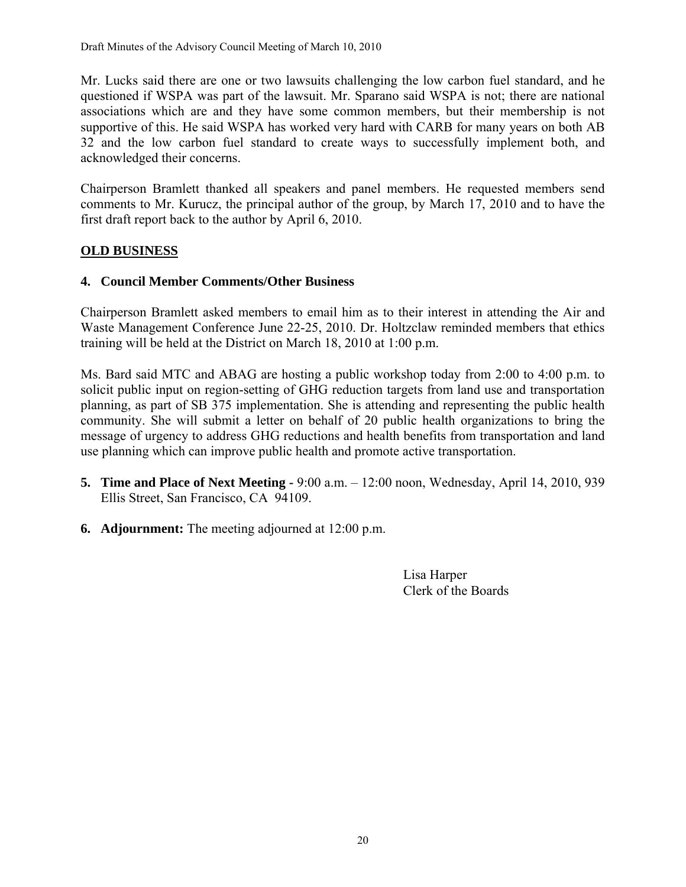Mr. Lucks said there are one or two lawsuits challenging the low carbon fuel standard, and he questioned if WSPA was part of the lawsuit. Mr. Sparano said WSPA is not; there are national associations which are and they have some common members, but their membership is not supportive of this. He said WSPA has worked very hard with CARB for many years on both AB 32 and the low carbon fuel standard to create ways to successfully implement both, and acknowledged their concerns.

Chairperson Bramlett thanked all speakers and panel members. He requested members send comments to Mr. Kurucz, the principal author of the group, by March 17, 2010 and to have the first draft report back to the author by April 6, 2010.

## OLD BUSINESS

### 4. Council Member Comments/Other Business

Chairperson Bramlett asked members to email him as to their interest in attending the Air and Waste Management Conference June 22-25, 2010. Dr. Holtzclaw reminded members that ethics training will be held at the District on March 18, 2010 at 1:00 p.m.

Ms. Bard said MTC and ABAG are hosting a public workshop today from 2:00 to 4:00 p.m. to solicit public input on region-setting of GHG reduction targets from land use and transportation planning, as part of SB 375 implementation. She is attending and representing the public health community. She will submit a letter on behalf of 20 public health organizations to bring the message of urgency to address GHG reductions and health benefits from transportation and land use planning which can improve public health and promote active transportation.

**5. Time and Place of Next Meeting -** 9:00 a.m. – 12:00 noon, Wednesday, April 14, 2010, 939 Ellis Street, San Francisco, CA 94109.

**6. Adjournment:** The meeting adjourned at 12:00 p.m.

Lisa Harper
Clerk of the Boards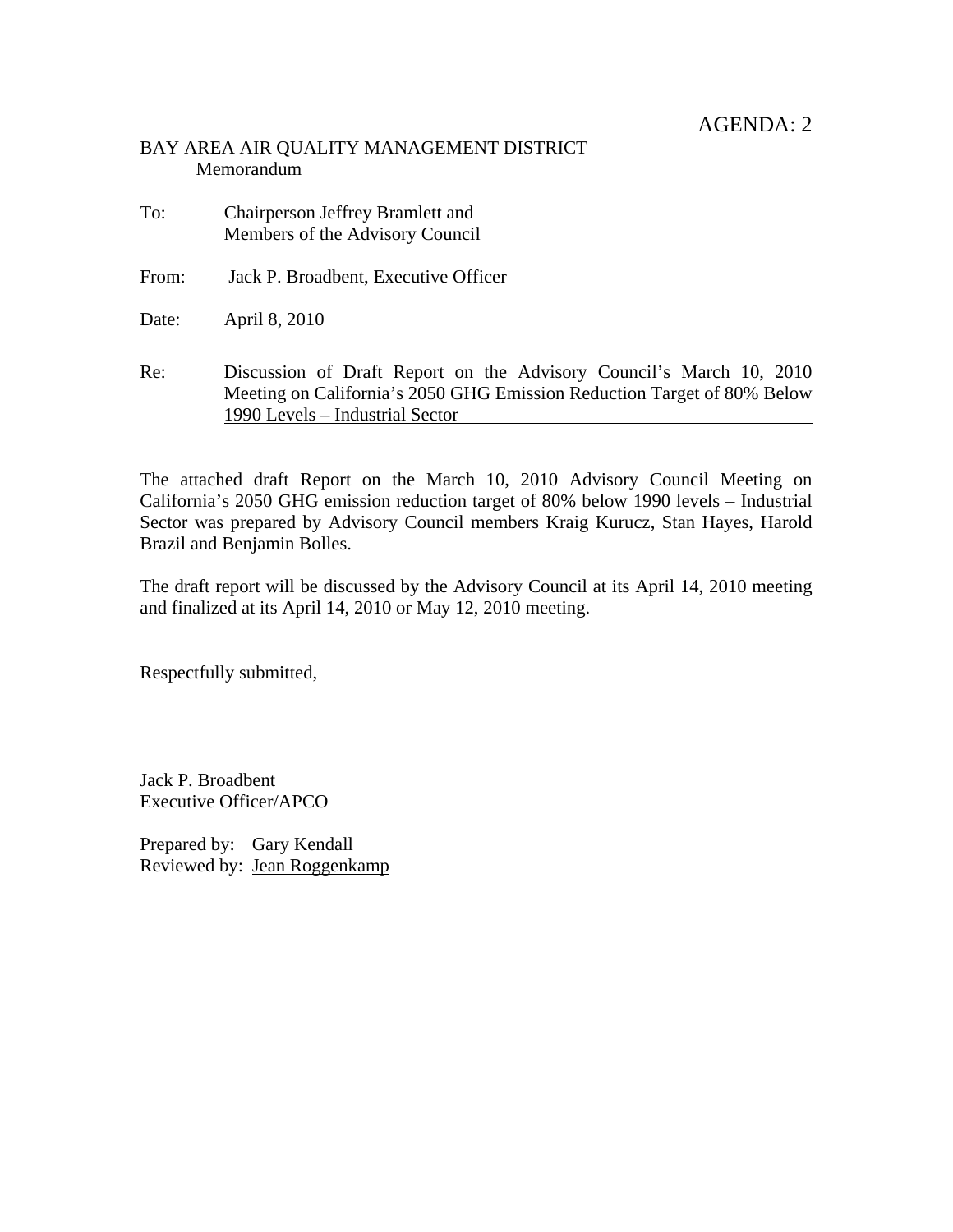AGENDA: 2

BAY AREA AIR QUALITY MANAGEMENT DISTRICT
Memorandum

To: Chairperson Jeffrey Bramlett and
Members of the Advisory Council

From: Jack P. Broadbent, Executive Officer

Date: April 8, 2010

Re: Discussion of Draft Report on the Advisory Council's March 10, 2010 Meeting on California's 2050 GHG Emission Reduction Target of 80% Below 1990 Levels – Industrial Sector

The attached draft Report on the March 10, 2010 Advisory Council Meeting on California's 2050 GHG emission reduction target of 80% below 1990 levels – Industrial Sector was prepared by Advisory Council members Kraig Kurucz, Stan Hayes, Harold Brazil and Benjamin Bolles.

The draft report will be discussed by the Advisory Council at its April 14, 2010 meeting and finalized at its April 14, 2010 or May 12, 2010 meeting.

Respectfully submitted,

Jack P. Broadbent
Executive Officer/APCO

Prepared by: Gary Kendall
Reviewed by: Jean Roggenkamp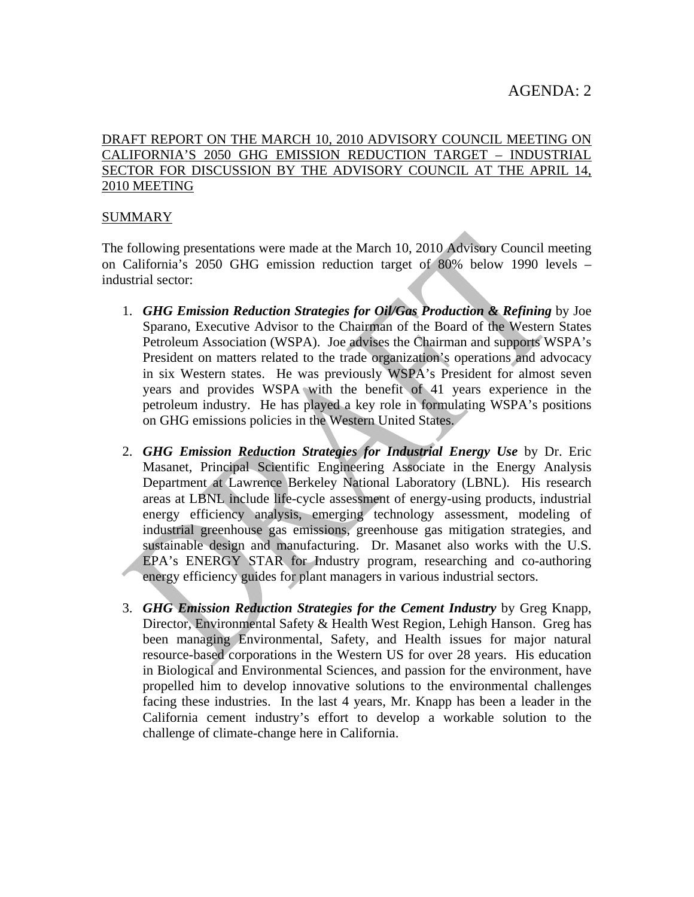AGENDA: 2

<u>DRAFT REPORT ON THE MARCH 10, 2010 ADVISORY COUNCIL MEETING ON CALIFORNIA'S 2050 GHG EMISSION REDUCTION TARGET – INDUSTRIAL SECTOR FOR DISCUSSION BY THE ADVISORY COUNCIL AT THE APRIL 14, 2010 MEETING</u>

<u>SUMMARY</u>

The following presentations were made at the March 10, 2010 Advisory Council meeting on California's 2050 GHG emission reduction target of 80% below 1990 levels – industrial sector:

1. ***GHG Emission Reduction Strategies for Oil/Gas Production & Refining*** by Joe Sparano, Executive Advisor to the Chairman of the Board of the Western States Petroleum Association (WSPA). Joe advises the Chairman and supports WSPA's President on matters related to the trade organization's operations and advocacy in six Western states. He was previously WSPA's President for almost seven years and provides WSPA with the benefit of 41 years experience in the petroleum industry. He has played a key role in formulating WSPA's positions on GHG emissions policies in the Western United States.

2. ***GHG Emission Reduction Strategies for Industrial Energy Use*** by Dr. Eric Masanet, Principal Scientific Engineering Associate in the Energy Analysis Department at Lawrence Berkeley National Laboratory (LBNL). His research areas at LBNL include life-cycle assessment of energy-using products, industrial energy efficiency analysis, emerging technology assessment, modeling of industrial greenhouse gas emissions, greenhouse gas mitigation strategies, and sustainable design and manufacturing. Dr. Masanet also works with the U.S. EPA's ENERGY STAR for Industry program, researching and co-authoring energy efficiency guides for plant managers in various industrial sectors.

3. ***GHG Emission Reduction Strategies for the Cement Industry*** by Greg Knapp, Director, Environmental Safety & Health West Region, Lehigh Hanson. Greg has been managing Environmental, Safety, and Health issues for major natural resource-based corporations in the Western US for over 28 years. His education in Biological and Environmental Sciences, and passion for the environment, have propelled him to develop innovative solutions to the environmental challenges facing these industries. In the last 4 years, Mr. Knapp has been a leader in the California cement industry's effort to develop a workable solution to the challenge of climate-change here in California.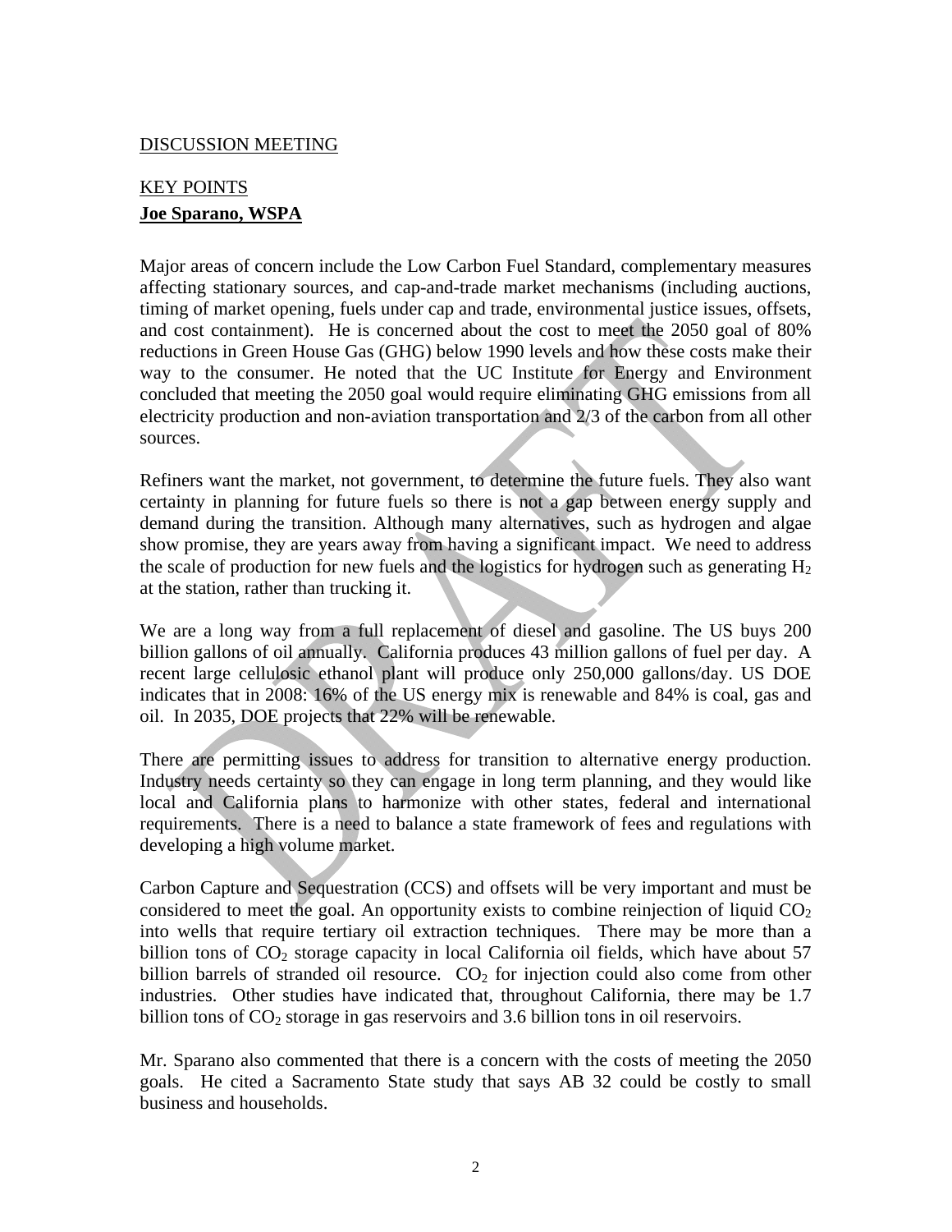DISCUSSION MEETING

KEY POINTS

**Joe Sparano, WSPA**

Major areas of concern include the Low Carbon Fuel Standard, complementary measures affecting stationary sources, and cap-and-trade market mechanisms (including auctions, timing of market opening, fuels under cap and trade, environmental justice issues, offsets, and cost containment). He is concerned about the cost to meet the 2050 goal of 80% reductions in Green House Gas (GHG) below 1990 levels and how these costs make their way to the consumer. He noted that the UC Institute for Energy and Environment concluded that meeting the 2050 goal would require eliminating GHG emissions from all electricity production and non-aviation transportation and 2/3 of the carbon from all other sources.

Refiners want the market, not government, to determine the future fuels. They also want certainty in planning for future fuels so there is not a gap between energy supply and demand during the transition. Although many alternatives, such as hydrogen and algae show promise, they are years away from having a significant impact. We need to address the scale of production for new fuels and the logistics for hydrogen such as generating $H_2$ at the station, rather than trucking it.

We are a long way from a full replacement of diesel and gasoline. The US buys 200 billion gallons of oil annually. California produces 43 million gallons of fuel per day. A recent large cellulosic ethanol plant will produce only 250,000 gallons/day. US DOE indicates that in 2008: 16% of the US energy mix is renewable and 84% is coal, gas and oil. In 2035, DOE projects that 22% will be renewable.

There are permitting issues to address for transition to alternative energy production. Industry needs certainty so they can engage in long term planning, and they would like local and California plans to harmonize with other states, federal and international requirements. There is a need to balance a state framework of fees and regulations with developing a high volume market.

Carbon Capture and Sequestration (CCS) and offsets will be very important and must be considered to meet the goal. An opportunity exists to combine reinjection of liquid $CO_2$ into wells that require tertiary oil extraction techniques. There may be more than a billion tons of $CO_2$ storage capacity in local California oil fields, which have about 57 billion barrels of stranded oil resource. $CO_2$ for injection could also come from other industries. Other studies have indicated that, throughout California, there may be 1.7 billion tons of $CO_2$ storage in gas reservoirs and 3.6 billion tons in oil reservoirs.

Mr. Sparano also commented that there is a concern with the costs of meeting the 2050 goals. He cited a Sacramento State study that says AB 32 could be costly to small business and households.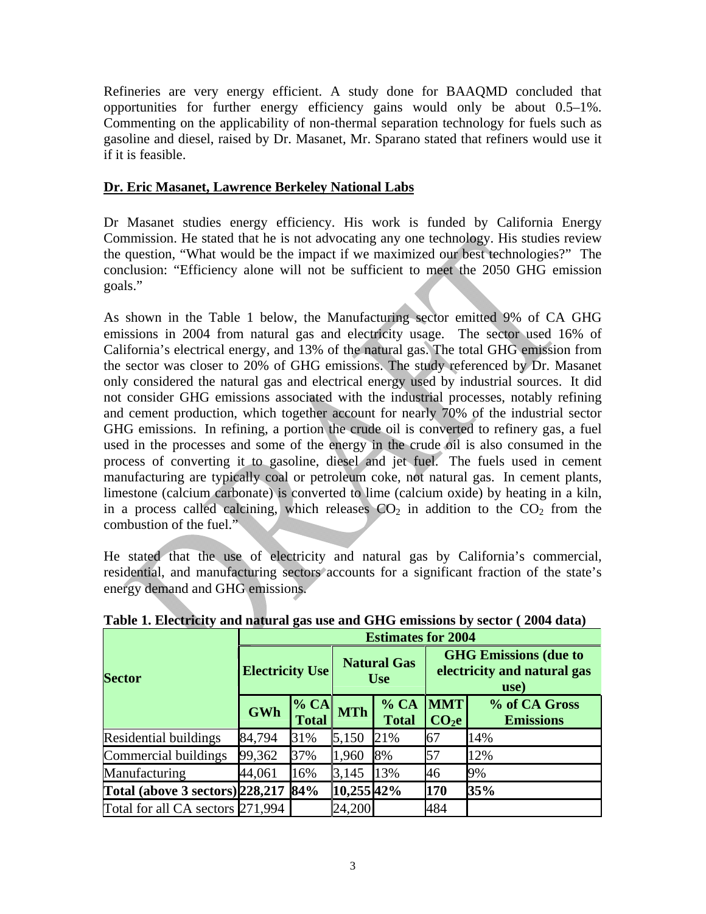Refineries are very energy efficient. A study done for BAAQMD concluded that opportunities for further energy efficiency gains would only be about 0.5–1%. Commenting on the applicability of non-thermal separation technology for fuels such as gasoline and diesel, raised by Dr. Masanet, Mr. Sparano stated that refiners would use it if it is feasible.

**Dr. Eric Masanet, Lawrence Berkeley National Labs**

Dr Masanet studies energy efficiency. His work is funded by California Energy Commission. He stated that he is not advocating any one technology. His studies review the question, "What would be the impact if we maximized our best technologies?" The conclusion: "Efficiency alone will not be sufficient to meet the 2050 GHG emission goals."

As shown in the Table 1 below, the Manufacturing sector emitted 9% of CA GHG emissions in 2004 from natural gas and electricity usage. The sector used 16% of California's electrical energy, and 13% of the natural gas. The total GHG emission from the sector was closer to 20% of GHG emissions. The study referenced by Dr. Masanet only considered the natural gas and electrical energy used by industrial sources. It did not consider GHG emissions associated with the industrial processes, notably refining and cement production, which together account for nearly 70% of the industrial sector GHG emissions. In refining, a portion the crude oil is converted to refinery gas, a fuel used in the processes and some of the energy in the crude oil is also consumed in the process of converting it to gasoline, diesel and jet fuel. The fuels used in cement manufacturing are typically coal or petroleum coke, not natural gas. In cement plants, limestone (calcium carbonate) is converted to lime (calcium oxide) by heating in a kiln, in a process called calcining, which releases $CO_2$ in addition to the $CO_2$ from the combustion of the fuel."

He stated that the use of electricity and natural gas by California's commercial, residential, and manufacturing sectors accounts for a significant fraction of the state's energy demand and GHG emissions.

**Table 1. Electricity and natural gas use and GHG emissions by sector ( 2004 data)**

| Sector | Estimates for 2004 | | | | | |
|---|---|---|---|---|---|---|
| | Electricity Use | | Natural Gas Use | | GHG Emissions (due to electricity and natural gas use) | |
| | GWh | % CA Total | MTh | % CA Total | MMT $CO_2e$ | % of CA Gross Emissions |
| Residential buildings | 84,794 | 31% | 5,150 | 21% | 67 | 14% |
| Commercial buildings | 99,362 | 37% | 1,960 | 8% | 57 | 12% |
| Manufacturing | 44,061 | 16% | 3,145 | 13% | 46 | 9% |
| **Total (above 3 sectors)** | **228,217** | **84%** | **10,255** | **42%** | **170** | **35%** |
| Total for all CA sectors | 271,994 | | 24,200 | | 484 | |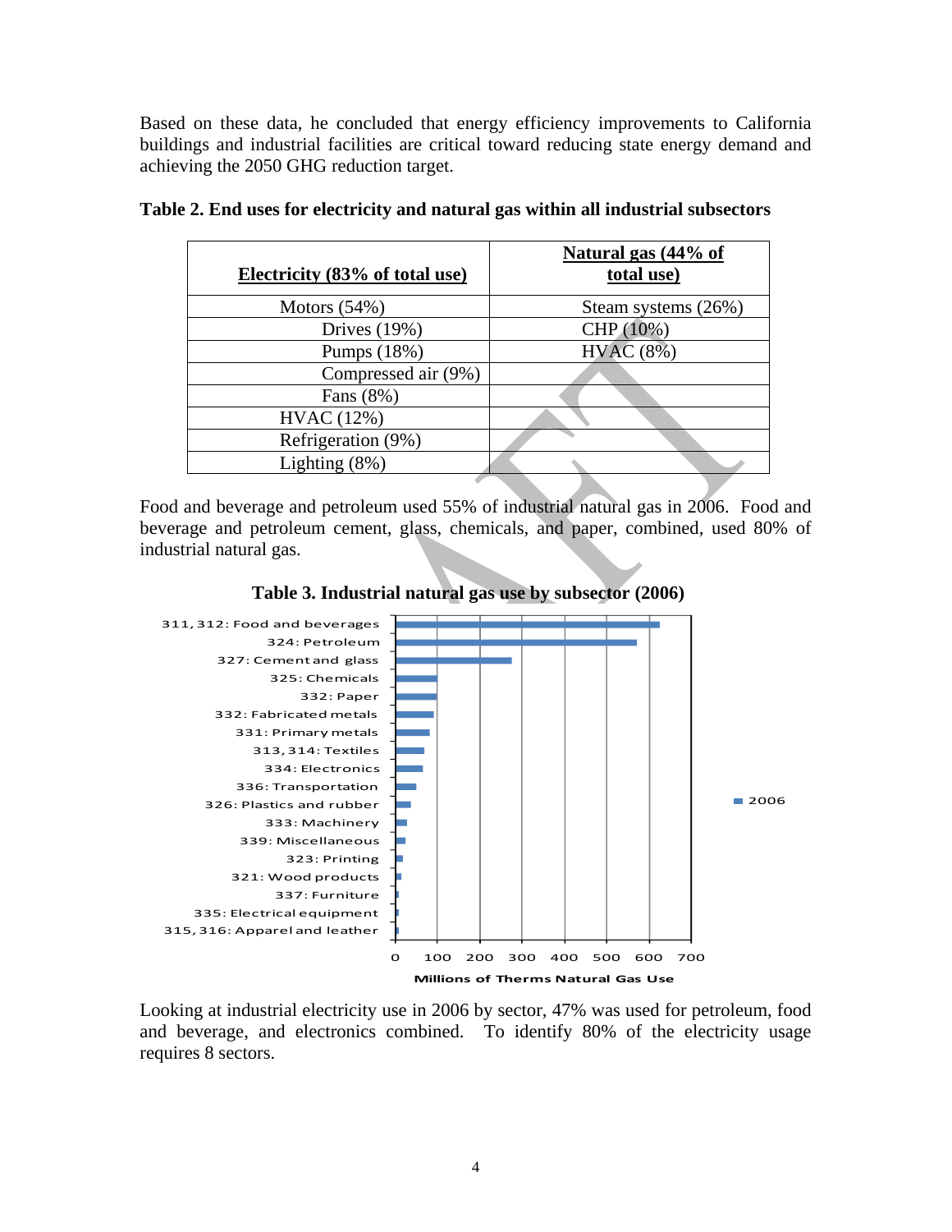Based on these data, he concluded that energy efficiency improvements to California buildings and industrial facilities are critical toward reducing state energy demand and achieving the 2050 GHG reduction target.

**Table 2. End uses for electricity and natural gas within all industrial subsectors**

| Electricity (83% of total use) | Natural gas (44% of total use) |
|---|---|
| Motors (54%) | Steam systems (26%) |
| Drives (19%) | CHP (10%) |
| Pumps (18%) | HVAC (8%) |
| Compressed air (9%) | |
| Fans (8%) | |
| HVAC (12%) | |
| Refrigeration (9%) | |
| Lighting (8%) | |

Food and beverage and petroleum used 55% of industrial natural gas in 2006. Food and beverage and petroleum cement, glass, chemicals, and paper, combined, used 80% of industrial natural gas.

**Table 3. Industrial natural gas use by subsector (2006)**

| Subsector | 2006 (Millions of Therms Natural Gas Use, approx.) |
|---|---|
| 311, 312: Food and beverages | ~625 |
| 324: Petroleum | ~570 |
| 327: Cement and glass | ~275 |
| 325: Chemicals | ~100 |
| 332: Paper | ~100 |
| 332: Fabricated metals | ~90 |
| 331: Primary metals | ~80 |
| 313, 314: Textiles | ~70 |
| 334: Electronics | ~65 |
| 336: Transportation | ~50 |
| 326: Plastics and rubber | ~35 |
| 333: Machinery | ~25 |
| 339: Miscellaneous | ~22 |
| 323: Printing | ~17 |
| 321: Wood products | ~12 |
| 337: Furniture | ~7 |
| 335: Electrical equipment | ~7 |
| 315, 316: Apparel and leather | ~7 |

Looking at industrial electricity use in 2006 by sector, 47% was used for petroleum, food and beverage, and electronics combined. To identify 80% of the electricity usage requires 8 sectors.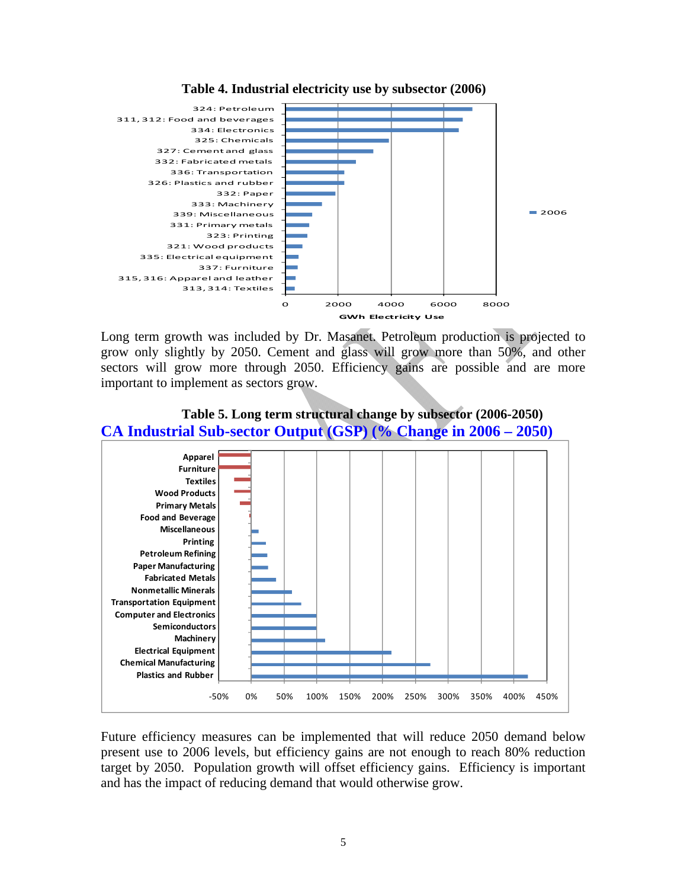**Table 4. Industrial electricity use by subsector (2006)**

| Subsector | 2006 (GWh Electricity Use, approx.) |
|---|---|
| 324: Petroleum | ~7100 |
| 311, 312: Food and beverages | ~6700 |
| 334: Electronics | ~6600 |
| 325: Chemicals | ~3900 |
| 327: Cement and glass | ~3300 |
| 332: Fabricated metals | ~2700 |
| 336: Transportation | ~2200 |
| 326: Plastics and rubber | ~2200 |
| 332: Paper | ~1900 |
| 333: Machinery | ~1400 |
| 339: Miscellaneous | ~1000 |
| 331: Primary metals | ~900 |
| 323: Printing | ~800 |
| 321: Wood products | ~650 |
| 335: Electrical equipment | ~500 |
| 337: Furniture | ~450 |
| 315, 316: Apparel and leather | ~380 |
| 313, 314: Textiles | ~330 |

Long term growth was included by Dr. Masanet. Petroleum production is projected to grow only slightly by 2050. Cement and glass will grow more than 50%, and other sectors will grow more through 2050. Efficiency gains are possible and are more important to implement as sectors grow.

**Table 5. Long term structural change by subsector (2006-2050)**

**CA Industrial Sub-sector Output (GSP) (% Change in 2006 – 2050)**

| Sub-sector | % Change 2006–2050 (approx.) |
|---|---|
| Apparel | ~-50% |
| Furniture | ~-50% |
| Textiles | ~-25% |
| Wood Products | ~-25% |
| Primary Metals | ~-17% |
| Food and Beverage | ~-2% |
| Miscellaneous | ~10% |
| Printing | ~22% |
| Petroleum Refining | ~24% |
| Paper Manufacturing | ~25% |
| Fabricated Metals | ~38% |
| Nonmetallic Minerals | ~62% |
| Transportation Equipment | ~76% |
| Computer and Electronics | ~100% |
| Semiconductors | ~100% |
| Machinery | ~112% |
| Electrical Equipment | ~214% |
| Chemical Manufacturing | ~273% |
| Plastics and Rubber | ~422% |

Future efficiency measures can be implemented that will reduce 2050 demand below present use to 2006 levels, but efficiency gains are not enough to reach 80% reduction target by 2050. Population growth will offset efficiency gains. Efficiency is important and has the impact of reducing demand that would otherwise grow.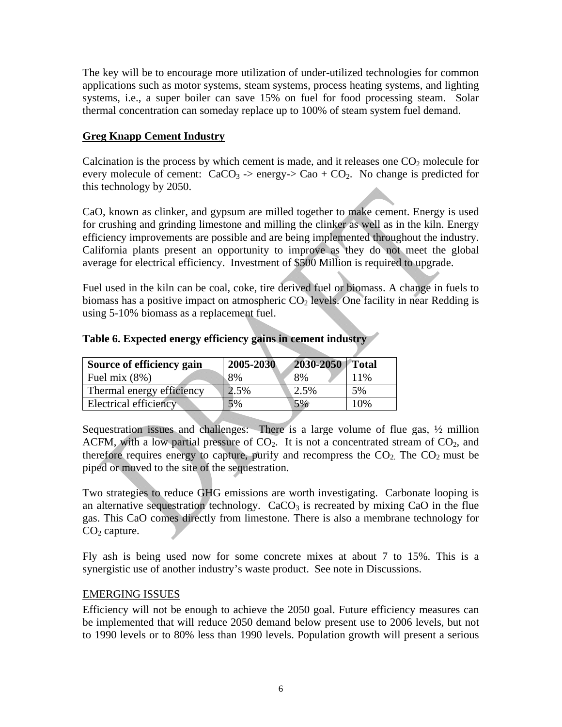The key will be to encourage more utilization of under-utilized technologies for common applications such as motor systems, steam systems, process heating systems, and lighting systems, i.e., a super boiler can save 15% on fuel for food processing steam. Solar thermal concentration can someday replace up to 100% of steam system fuel demand.

**Greg Knapp Cement Industry**

Calcination is the process by which cement is made, and it releases one $CO_2$ molecule for every molecule of cement: $CaCO_3$ -> energy-> Cao + $CO_2$. No change is predicted for this technology by 2050.

CaO, known as clinker, and gypsum are milled together to make cement. Energy is used for crushing and grinding limestone and milling the clinker as well as in the kiln. Energy efficiency improvements are possible and are being implemented throughout the industry. California plants present an opportunity to improve as they do not meet the global average for electrical efficiency. Investment of $500 Million is required to upgrade.

Fuel used in the kiln can be coal, coke, tire derived fuel or biomass. A change in fuels to biomass has a positive impact on atmospheric $CO_2$ levels. One facility in near Redding is using 5-10% biomass as a replacement fuel.

**Table 6. Expected energy efficiency gains in cement industry**

| Source of efficiency gain | 2005-2030 | 2030-2050 | Total |
|---|---|---|---|
| Fuel mix (8%) | 8% | 8% | 11% |
| Thermal energy efficiency | 2.5% | 2.5% | 5% |
| Electrical efficiency | 5% | 5% | 10% |

Sequestration issues and challenges: There is a large volume of flue gas, ½ million ACFM, with a low partial pressure of $CO_2$. It is not a concentrated stream of $CO_2$, and therefore requires energy to capture, purify and recompress the $CO_2$. The $CO_2$ must be piped or moved to the site of the sequestration.

Two strategies to reduce GHG emissions are worth investigating. Carbonate looping is an alternative sequestration technology. $CaCO_3$ is recreated by mixing CaO in the flue gas. This CaO comes directly from limestone. There is also a membrane technology for $CO_2$ capture.

Fly ash is being used now for some concrete mixes at about 7 to 15%. This is a synergistic use of another industry's waste product. See note in Discussions.

EMERGING ISSUES

Efficiency will not be enough to achieve the 2050 goal. Future efficiency measures can be implemented that will reduce 2050 demand below present use to 2006 levels, but not to 1990 levels or to 80% less than 1990 levels. Population growth will present a serious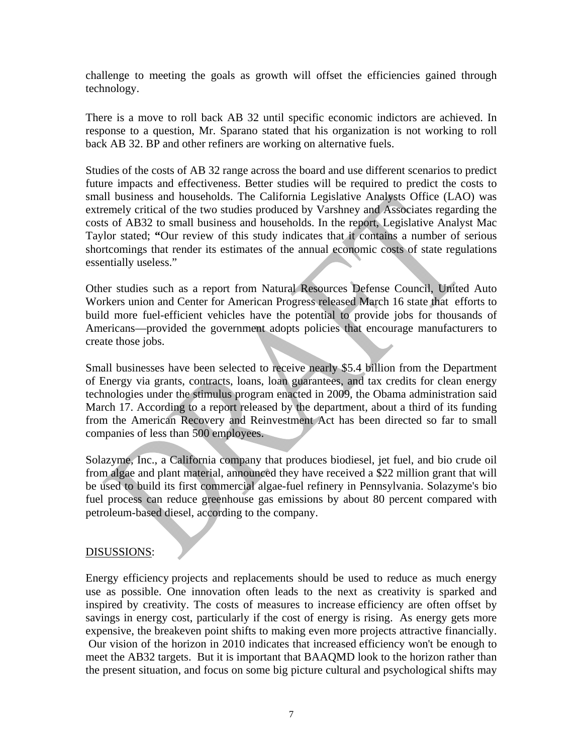challenge to meeting the goals as growth will offset the efficiencies gained through technology.

There is a move to roll back AB 32 until specific economic indictors are achieved. In response to a question, Mr. Sparano stated that his organization is not working to roll back AB 32. BP and other refiners are working on alternative fuels.

Studies of the costs of AB 32 range across the board and use different scenarios to predict future impacts and effectiveness. Better studies will be required to predict the costs to small business and households. The California Legislative Analysts Office (LAO) was extremely critical of the two studies produced by Varshney and Associates regarding the costs of AB32 to small business and households. In the report, Legislative Analyst Mac Taylor stated; **"**Our review of this study indicates that it contains a number of serious shortcomings that render its estimates of the annual economic costs of state regulations essentially useless."

Other studies such as a report from Natural Resources Defense Council, United Auto Workers union and Center for American Progress released March 16 state that efforts to build more fuel-efficient vehicles have the potential to provide jobs for thousands of Americans—provided the government adopts policies that encourage manufacturers to create those jobs.

Small businesses have been selected to receive nearly $5.4 billion from the Department of Energy via grants, contracts, loans, loan guarantees, and tax credits for clean energy technologies under the stimulus program enacted in 2009, the Obama administration said March 17. According to a report released by the department, about a third of its funding from the American Recovery and Reinvestment Act has been directed so far to small companies of less than 500 employees.

Solazyme, Inc., a California company that produces biodiesel, jet fuel, and bio crude oil from algae and plant material, announced they have received a $22 million grant that will be used to build its first commercial algae-fuel refinery in Pennsylvania. Solazyme's bio fuel process can reduce greenhouse gas emissions by about 80 percent compared with petroleum-based diesel, according to the company.

DISUSSIONS:

Energy efficiency projects and replacements should be used to reduce as much energy use as possible. One innovation often leads to the next as creativity is sparked and inspired by creativity. The costs of measures to increase efficiency are often offset by savings in energy cost, particularly if the cost of energy is rising. As energy gets more expensive, the breakeven point shifts to making even more projects attractive financially. Our vision of the horizon in 2010 indicates that increased efficiency won't be enough to meet the AB32 targets. But it is important that BAAQMD look to the horizon rather than the present situation, and focus on some big picture cultural and psychological shifts may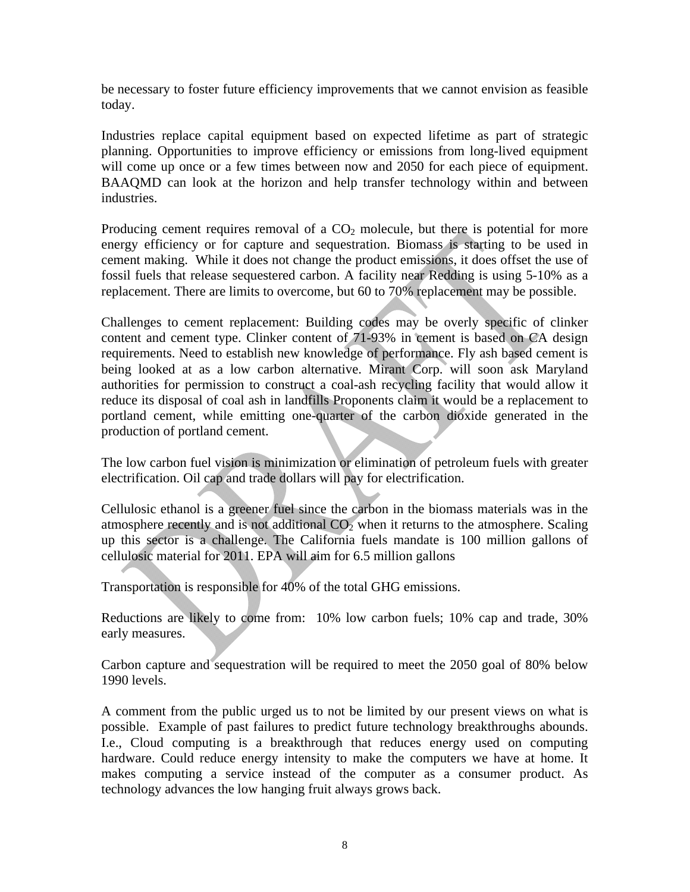be necessary to foster future efficiency improvements that we cannot envision as feasible today.

Industries replace capital equipment based on expected lifetime as part of strategic planning. Opportunities to improve efficiency or emissions from long-lived equipment will come up once or a few times between now and 2050 for each piece of equipment. BAAQMD can look at the horizon and help transfer technology within and between industries.

Producing cement requires removal of a $CO_2$ molecule, but there is potential for more energy efficiency or for capture and sequestration. Biomass is starting to be used in cement making. While it does not change the product emissions, it does offset the use of fossil fuels that release sequestered carbon. A facility near Redding is using 5-10% as a replacement. There are limits to overcome, but 60 to 70% replacement may be possible.

Challenges to cement replacement: Building codes may be overly specific of clinker content and cement type. Clinker content of 71-93% in cement is based on CA design requirements. Need to establish new knowledge of performance. Fly ash based cement is being looked at as a low carbon alternative. Mirant Corp. will soon ask Maryland authorities for permission to construct a coal-ash recycling facility that would allow it reduce its disposal of coal ash in landfills Proponents claim it would be a replacement to portland cement, while emitting one-quarter of the carbon dioxide generated in the production of portland cement.

The low carbon fuel vision is minimization or elimination of petroleum fuels with greater electrification. Oil cap and trade dollars will pay for electrification.

Cellulosic ethanol is a greener fuel since the carbon in the biomass materials was in the atmosphere recently and is not additional $CO_2$ when it returns to the atmosphere. Scaling up this sector is a challenge. The California fuels mandate is 100 million gallons of cellulosic material for 2011. EPA will aim for 6.5 million gallons

Transportation is responsible for 40% of the total GHG emissions.

Reductions are likely to come from: 10% low carbon fuels; 10% cap and trade, 30% early measures.

Carbon capture and sequestration will be required to meet the 2050 goal of 80% below 1990 levels.

A comment from the public urged us to not be limited by our present views on what is possible. Example of past failures to predict future technology breakthroughs abounds. I.e., Cloud computing is a breakthrough that reduces energy used on computing hardware. Could reduce energy intensity to make the computers we have at home. It makes computing a service instead of the computer as a consumer product. As technology advances the low hanging fruit always grows back.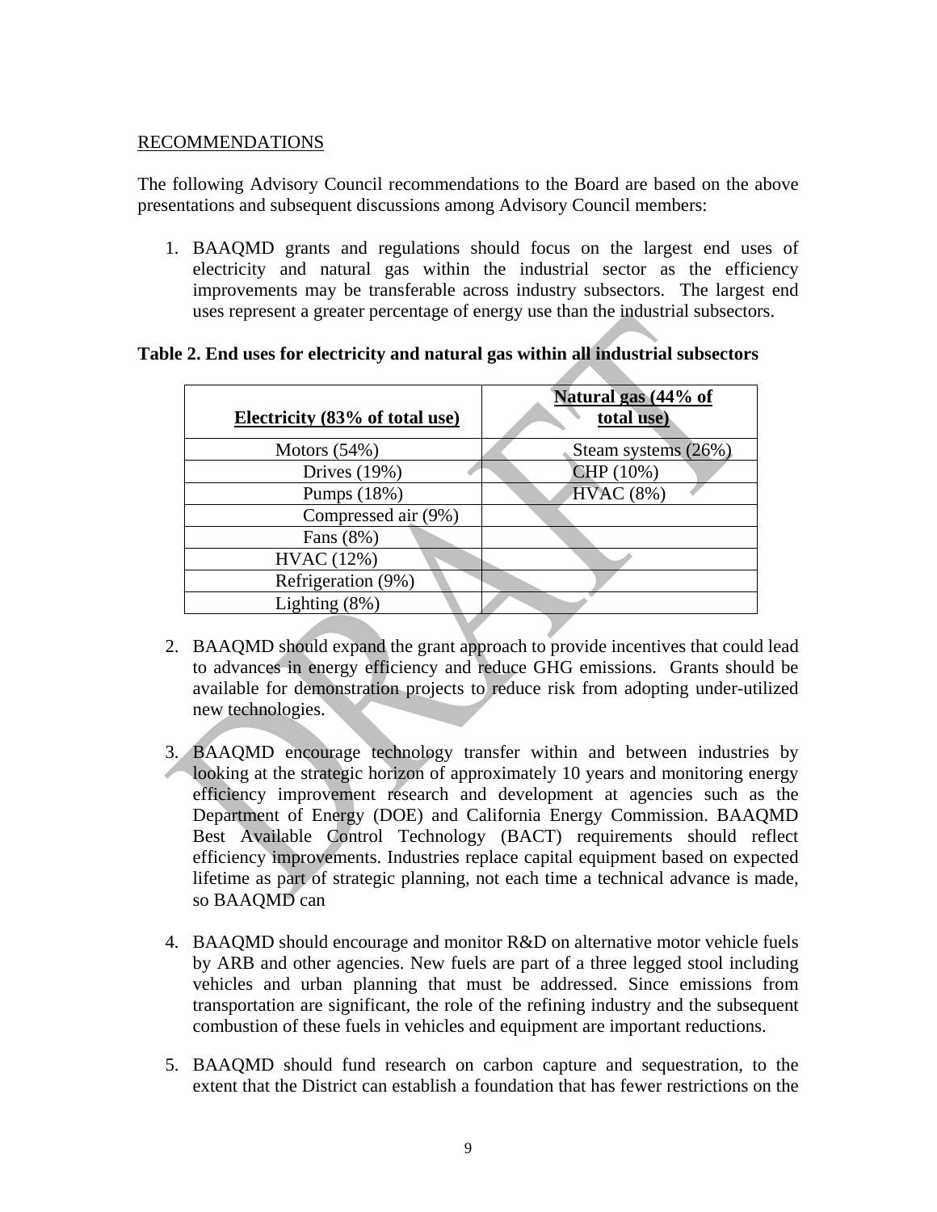RECOMMENDATIONS

The following Advisory Council recommendations to the Board are based on the above presentations and subsequent discussions among Advisory Council members:

1. BAAQMD grants and regulations should focus on the largest end uses of electricity and natural gas within the industrial sector as the efficiency improvements may be transferable across industry subsectors. The largest end uses represent a greater percentage of energy use than the industrial subsectors.

**Table 2. End uses for electricity and natural gas within all industrial subsectors**

| Electricity (83% of total use) | Natural gas (44% of total use) |
|---|---|
| Motors (54%) | Steam systems (26%) |
| Drives (19%) | CHP (10%) |
| Pumps (18%) | HVAC (8%) |
| Compressed air (9%) | |
| Fans (8%) | |
| HVAC (12%) | |
| Refrigeration (9%) | |
| Lighting (8%) | |

2. BAAQMD should expand the grant approach to provide incentives that could lead to advances in energy efficiency and reduce GHG emissions. Grants should be available for demonstration projects to reduce risk from adopting under-utilized new technologies.

3. BAAQMD encourage technology transfer within and between industries by looking at the strategic horizon of approximately 10 years and monitoring energy efficiency improvement research and development at agencies such as the Department of Energy (DOE) and California Energy Commission. BAAQMD Best Available Control Technology (BACT) requirements should reflect efficiency improvements. Industries replace capital equipment based on expected lifetime as part of strategic planning, not each time a technical advance is made, so BAAQMD can

4. BAAQMD should encourage and monitor R&D on alternative motor vehicle fuels by ARB and other agencies. New fuels are part of a three legged stool including vehicles and urban planning that must be addressed. Since emissions from transportation are significant, the role of the refining industry and the subsequent combustion of these fuels in vehicles and equipment are important reductions.

5. BAAQMD should fund research on carbon capture and sequestration, to the extent that the District can establish a foundation that has fewer restrictions on the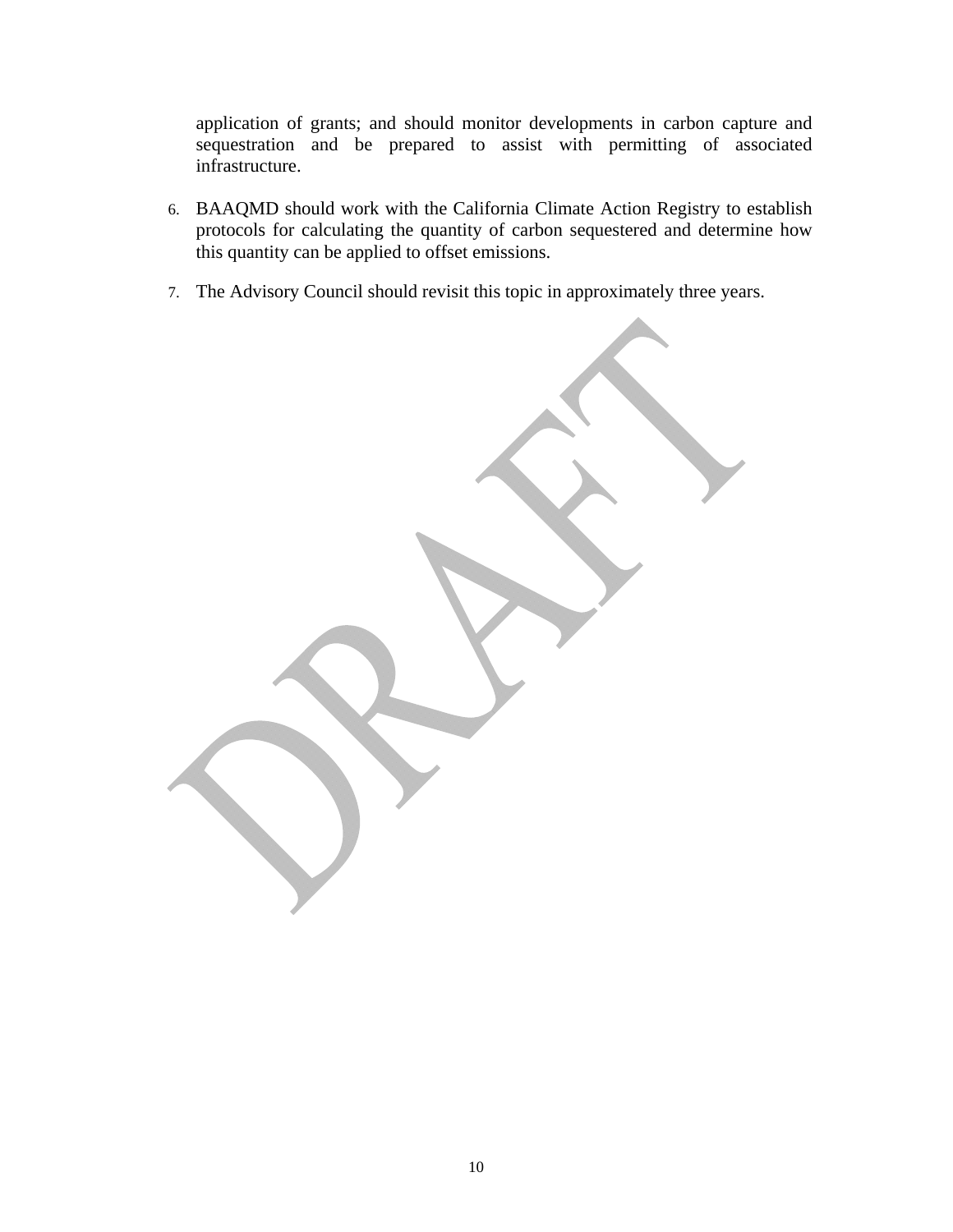application of grants; and should monitor developments in carbon capture and sequestration and be prepared to assist with permitting of associated infrastructure.

6. BAAQMD should work with the California Climate Action Registry to establish protocols for calculating the quantity of carbon sequestered and determine how this quantity can be applied to offset emissions.

7. The Advisory Council should revisit this topic in approximately three years.